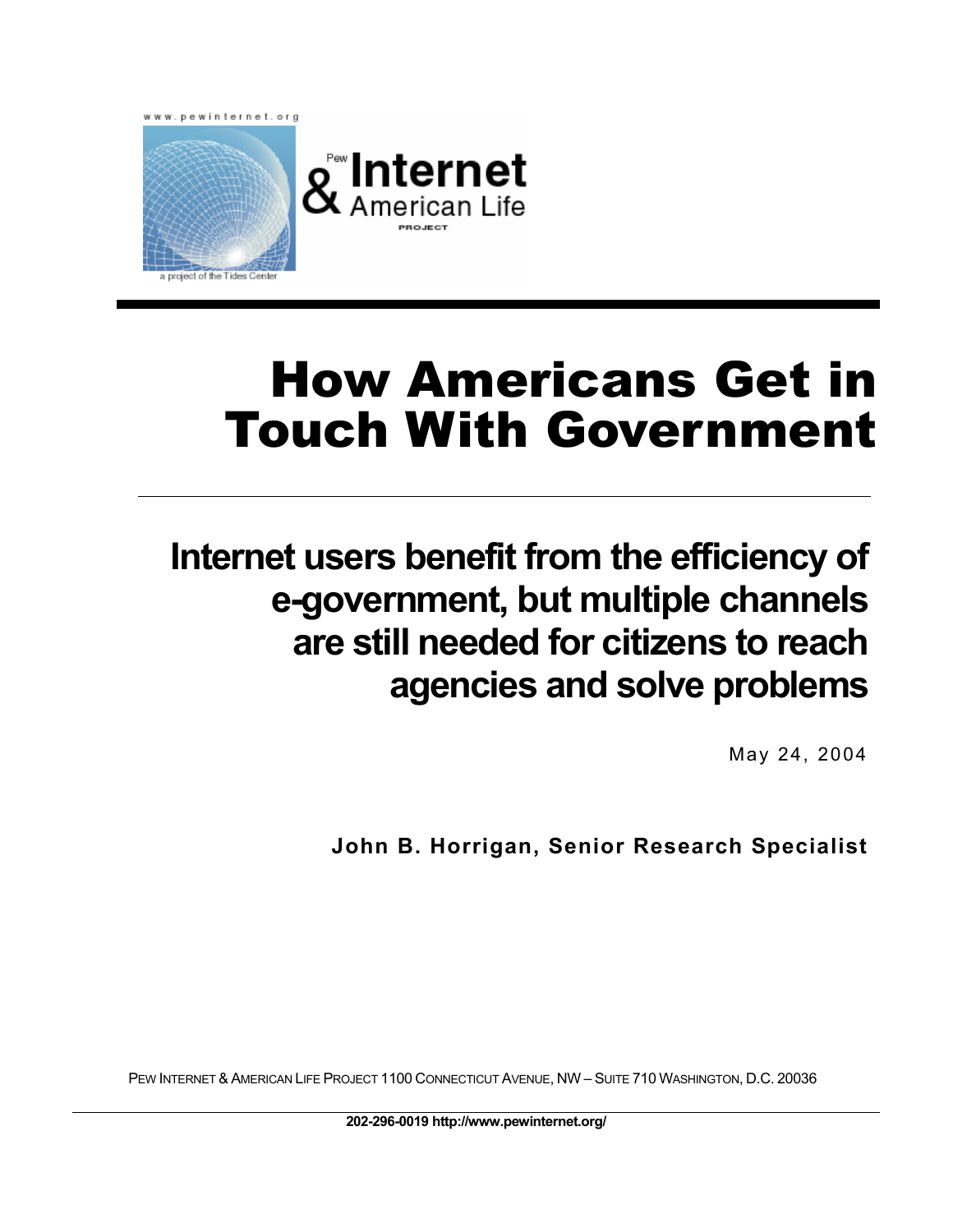www.pewinternet.org

Pew Internet & American Life Project

a project of the Tides Center

# How Americans Get in Touch With Government

## Internet users benefit from the efficiency of e-government, but multiple channels are still needed for citizens to reach agencies and solve problems

May 24, 2004

**John B. Horrigan, Senior Research Specialist**

PEW INTERNET & AMERICAN LIFE PROJECT 1100 CONNECTICUT AVENUE, NW – SUITE 710 WASHINGTON, D.C. 20036

**202-296-0019 http://www.pewinternet.org/**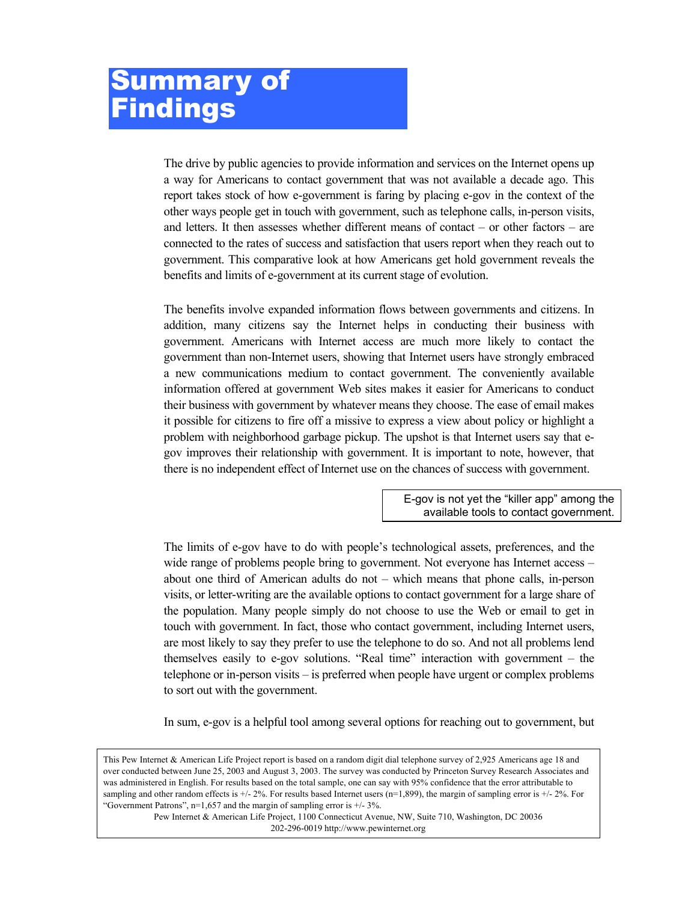# Summary of Findings

The drive by public agencies to provide information and services on the Internet opens up a way for Americans to contact government that was not available a decade ago. This report takes stock of how e-government is faring by placing e-gov in the context of the other ways people get in touch with government, such as telephone calls, in-person visits, and letters. It then assesses whether different means of contact – or other factors – are connected to the rates of success and satisfaction that users report when they reach out to government. This comparative look at how Americans get hold government reveals the benefits and limits of e-government at its current stage of evolution.

The benefits involve expanded information flows between governments and citizens. In addition, many citizens say the Internet helps in conducting their business with government. Americans with Internet access are much more likely to contact the government than non-Internet users, showing that Internet users have strongly embraced a new communications medium to contact government. The conveniently available information offered at government Web sites makes it easier for Americans to conduct their business with government by whatever means they choose. The ease of email makes it possible for citizens to fire off a missive to express a view about policy or highlight a problem with neighborhood garbage pickup. The upshot is that Internet users say that e-gov improves their relationship with government. It is important to note, however, that there is no independent effect of Internet use on the chances of success with government.

> E-gov is not yet the "killer app" among the available tools to contact government.

The limits of e-gov have to do with people's technological assets, preferences, and the wide range of problems people bring to government. Not everyone has Internet access – about one third of American adults do not – which means that phone calls, in-person visits, or letter-writing are the available options to contact government for a large share of the population. Many people simply do not choose to use the Web or email to get in touch with government. In fact, those who contact government, including Internet users, are most likely to say they prefer to use the telephone to do so. And not all problems lend themselves easily to e-gov solutions. "Real time" interaction with government – the telephone or in-person visits – is preferred when people have urgent or complex problems to sort out with the government.

In sum, e-gov is a helpful tool among several options for reaching out to government, but

This Pew Internet & American Life Project report is based on a random digit dial telephone survey of 2,925 Americans age 18 and over conducted between June 25, 2003 and August 3, 2003. The survey was conducted by Princeton Survey Research Associates and was administered in English. For results based on the total sample, one can say with 95% confidence that the error attributable to sampling and other random effects is +/- 2%. For results based Internet users (n=1,899), the margin of sampling error is +/- 2%. For "Government Patrons", n=1,657 and the margin of sampling error is +/- 3%.

Pew Internet & American Life Project, 1100 Connecticut Avenue, NW, Suite 710, Washington, DC 20036
202-296-0019 http://www.pewinternet.org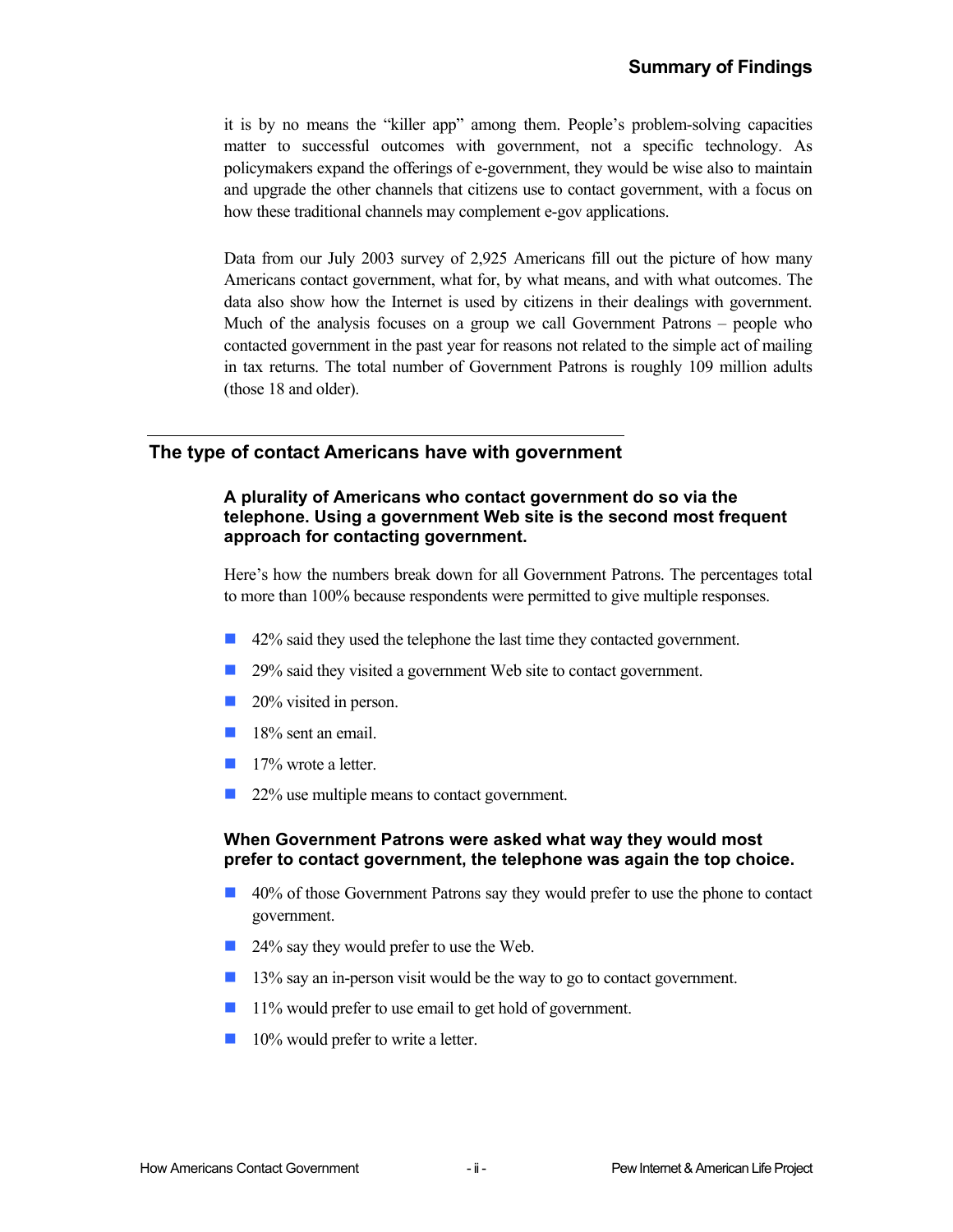it is by no means the "killer app" among them. People's problem-solving capacities matter to successful outcomes with government, not a specific technology. As policymakers expand the offerings of e-government, they would be wise also to maintain and upgrade the other channels that citizens use to contact government, with a focus on how these traditional channels may complement e-gov applications.

Data from our July 2003 survey of 2,925 Americans fill out the picture of how many Americans contact government, what for, by what means, and with what outcomes. The data also show how the Internet is used by citizens in their dealings with government. Much of the analysis focuses on a group we call Government Patrons – people who contacted government in the past year for reasons not related to the simple act of mailing in tax returns. The total number of Government Patrons is roughly 109 million adults (those 18 and older).

## The type of contact Americans have with government

### A plurality of Americans who contact government do so via the telephone. Using a government Web site is the second most frequent approach for contacting government.

Here's how the numbers break down for all Government Patrons. The percentages total to more than 100% because respondents were permitted to give multiple responses.

- 42% said they used the telephone the last time they contacted government.
- 29% said they visited a government Web site to contact government.
- 20% visited in person.
- 18% sent an email.
- 17% wrote a letter.
- 22% use multiple means to contact government.

### When Government Patrons were asked what way they would most prefer to contact government, the telephone was again the top choice.

- 40% of those Government Patrons say they would prefer to use the phone to contact government.
- 24% say they would prefer to use the Web.
- 13% say an in-person visit would be the way to go to contact government.
- 11% would prefer to use email to get hold of government.
- 10% would prefer to write a letter.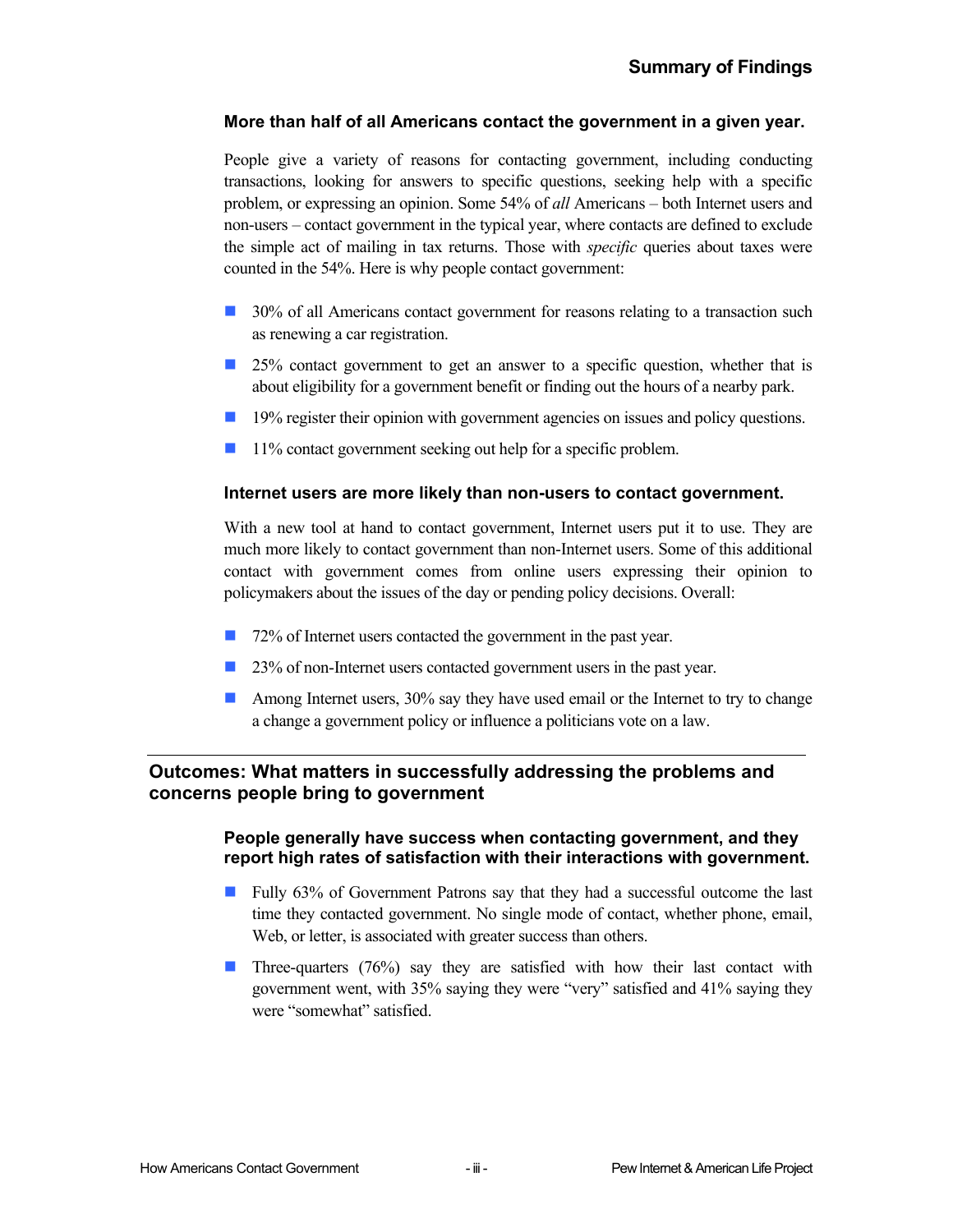## Summary of Findings

### More than half of all Americans contact the government in a given year.

People give a variety of reasons for contacting government, including conducting transactions, looking for answers to specific questions, seeking help with a specific problem, or expressing an opinion. Some 54% of *all* Americans – both Internet users and non-users – contact government in the typical year, where contacts are defined to exclude the simple act of mailing in tax returns. Those with *specific* queries about taxes were counted in the 54%. Here is why people contact government:

- 30% of all Americans contact government for reasons relating to a transaction such as renewing a car registration.
- 25% contact government to get an answer to a specific question, whether that is about eligibility for a government benefit or finding out the hours of a nearby park.
- 19% register their opinion with government agencies on issues and policy questions.
- 11% contact government seeking out help for a specific problem.

### Internet users are more likely than non-users to contact government.

With a new tool at hand to contact government, Internet users put it to use. They are much more likely to contact government than non-Internet users. Some of this additional contact with government comes from online users expressing their opinion to policymakers about the issues of the day or pending policy decisions. Overall:

- 72% of Internet users contacted the government in the past year.
- 23% of non-Internet users contacted government users in the past year.
- Among Internet users, 30% say they have used email or the Internet to try to change a change a government policy or influence a politicians vote on a law.

---

## Outcomes: What matters in successfully addressing the problems and concerns people bring to government

### People generally have success when contacting government, and they report high rates of satisfaction with their interactions with government.

- Fully 63% of Government Patrons say that they had a successful outcome the last time they contacted government. No single mode of contact, whether phone, email, Web, or letter, is associated with greater success than others.
- Three-quarters (76%) say they are satisfied with how their last contact with government went, with 35% saying they were "very" satisfied and 41% saying they were "somewhat" satisfied.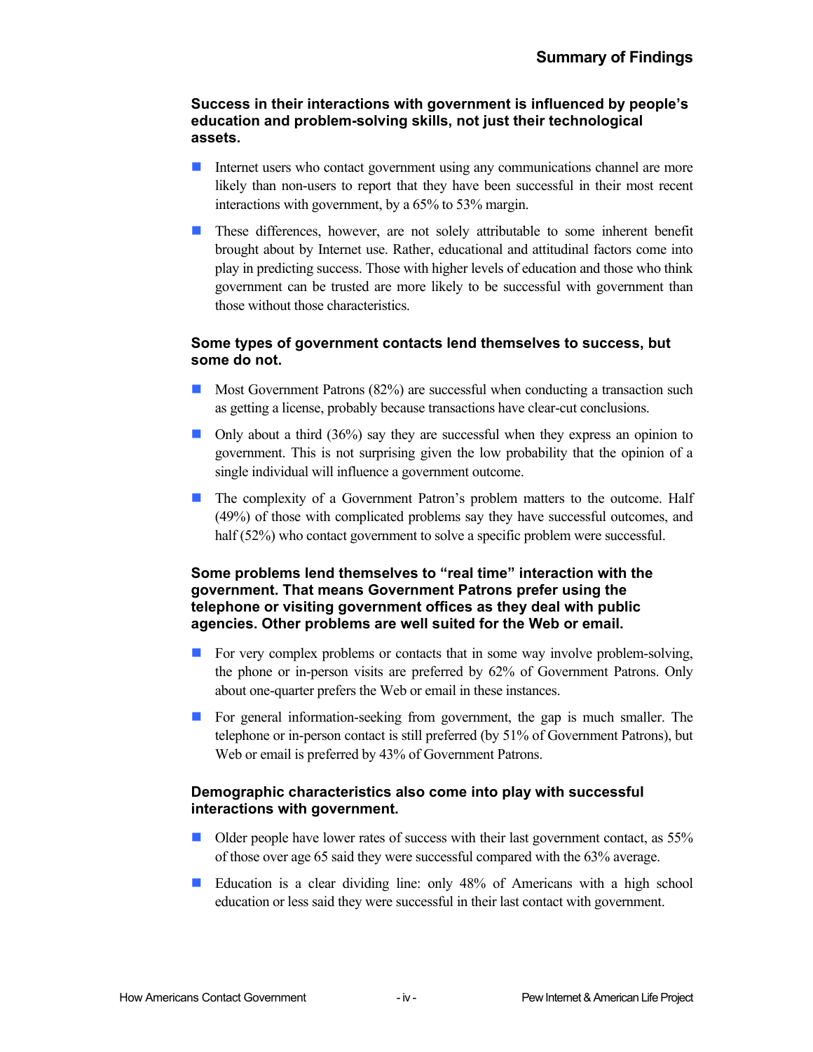## Summary of Findings

**Success in their interactions with government is influenced by people's education and problem-solving skills, not just their technological assets.**

- Internet users who contact government using any communications channel are more likely than non-users to report that they have been successful in their most recent interactions with government, by a 65% to 53% margin.
- These differences, however, are not solely attributable to some inherent benefit brought about by Internet use. Rather, educational and attitudinal factors come into play in predicting success. Those with higher levels of education and those who think government can be trusted are more likely to be successful with government than those without those characteristics.

**Some types of government contacts lend themselves to success, but some do not.**

- Most Government Patrons (82%) are successful when conducting a transaction such as getting a license, probably because transactions have clear-cut conclusions.
- Only about a third (36%) say they are successful when they express an opinion to government. This is not surprising given the low probability that the opinion of a single individual will influence a government outcome.
- The complexity of a Government Patron's problem matters to the outcome. Half (49%) of those with complicated problems say they have successful outcomes, and half (52%) who contact government to solve a specific problem were successful.

**Some problems lend themselves to "real time" interaction with the government. That means Government Patrons prefer using the telephone or visiting government offices as they deal with public agencies. Other problems are well suited for the Web or email.**

- For very complex problems or contacts that in some way involve problem-solving, the phone or in-person visits are preferred by 62% of Government Patrons. Only about one-quarter prefers the Web or email in these instances.
- For general information-seeking from government, the gap is much smaller. The telephone or in-person contact is still preferred (by 51% of Government Patrons), but Web or email is preferred by 43% of Government Patrons.

**Demographic characteristics also come into play with successful interactions with government.**

- Older people have lower rates of success with their last government contact, as 55% of those over age 65 said they were successful compared with the 63% average.
- Education is a clear dividing line: only 48% of Americans with a high school education or less said they were successful in their last contact with government.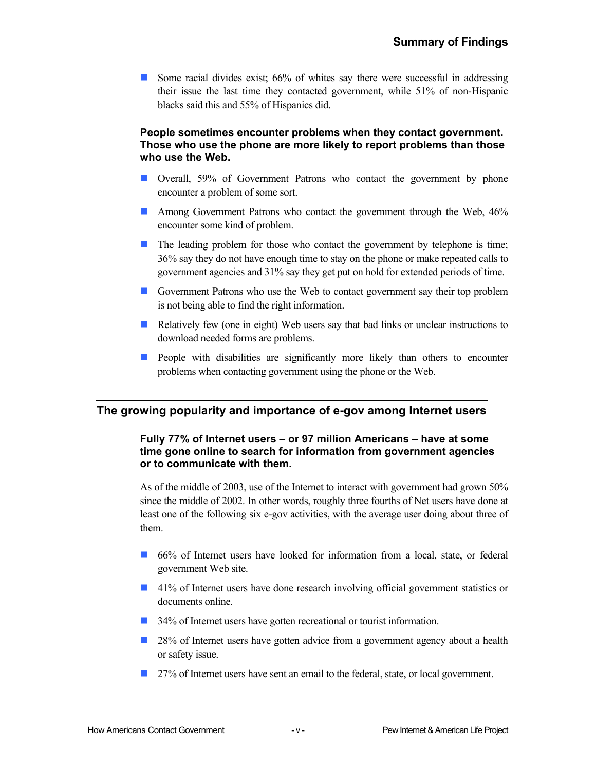- Some racial divides exist; 66% of whites say there were successful in addressing their issue the last time they contacted government, while 51% of non-Hispanic blacks said this and 55% of Hispanics did.

**People sometimes encounter problems when they contact government. Those who use the phone are more likely to report problems than those who use the Web.**

- Overall, 59% of Government Patrons who contact the government by phone encounter a problem of some sort.
- Among Government Patrons who contact the government through the Web, 46% encounter some kind of problem.
- The leading problem for those who contact the government by telephone is time; 36% say they do not have enough time to stay on the phone or make repeated calls to government agencies and 31% say they get put on hold for extended periods of time.
- Government Patrons who use the Web to contact government say their top problem is not being able to find the right information.
- Relatively few (one in eight) Web users say that bad links or unclear instructions to download needed forms are problems.
- People with disabilities are significantly more likely than others to encounter problems when contacting government using the phone or the Web.

## The growing popularity and importance of e-gov among Internet users

**Fully 77% of Internet users – or 97 million Americans – have at some time gone online to search for information from government agencies or to communicate with them.**

As of the middle of 2003, use of the Internet to interact with government had grown 50% since the middle of 2002. In other words, roughly three fourths of Net users have done at least one of the following six e-gov activities, with the average user doing about three of them.

- 66% of Internet users have looked for information from a local, state, or federal government Web site.
- 41% of Internet users have done research involving official government statistics or documents online.
- 34% of Internet users have gotten recreational or tourist information.
- 28% of Internet users have gotten advice from a government agency about a health or safety issue.
- 27% of Internet users have sent an email to the federal, state, or local government.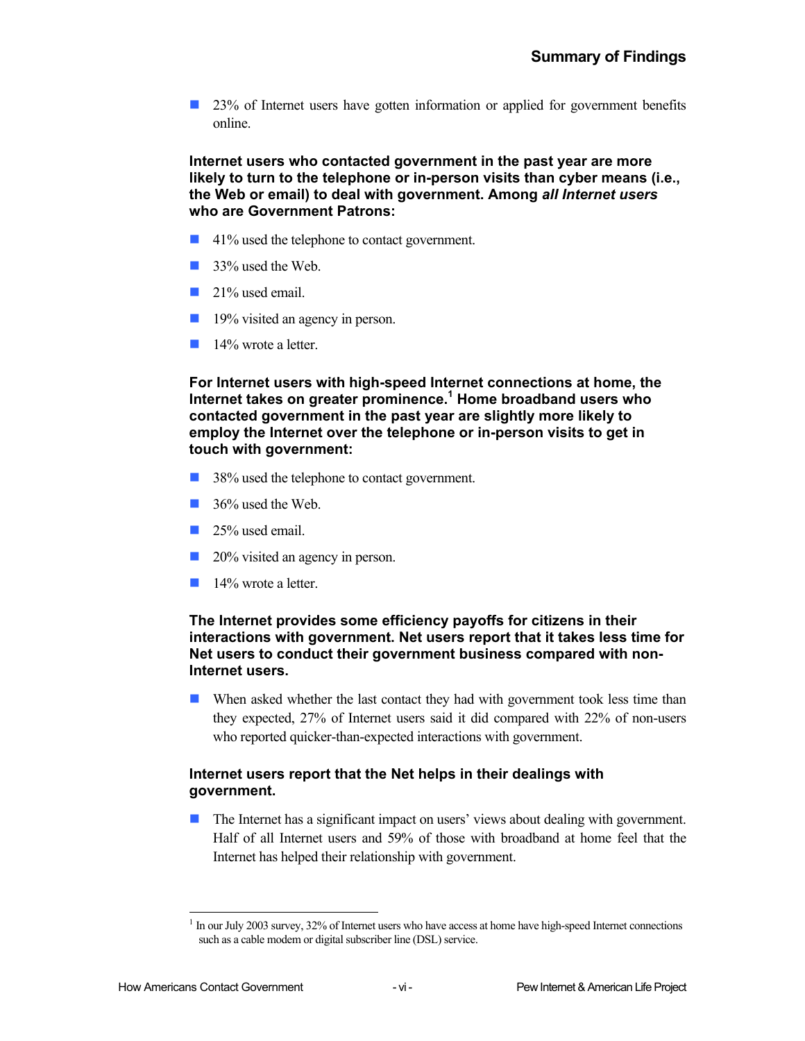- 23% of Internet users have gotten information or applied for government benefits online.

**Internet users who contacted government in the past year are more likely to turn to the telephone or in-person visits than cyber means (i.e., the Web or email) to deal with government. Among *all Internet users* who are Government Patrons:**

- 41% used the telephone to contact government.
- 33% used the Web.
- 21% used email.
- 19% visited an agency in person.
- 14% wrote a letter.

**For Internet users with high-speed Internet connections at home, the Internet takes on greater prominence.[1] Home broadband users who contacted government in the past year are slightly more likely to employ the Internet over the telephone or in-person visits to get in touch with government:**

- 38% used the telephone to contact government.
- 36% used the Web.
- 25% used email.
- 20% visited an agency in person.
- 14% wrote a letter.

**The Internet provides some efficiency payoffs for citizens in their interactions with government. Net users report that it takes less time for Net users to conduct their government business compared with non-Internet users.**

- When asked whether the last contact they had with government took less time than they expected, 27% of Internet users said it did compared with 22% of non-users who reported quicker-than-expected interactions with government.

**Internet users report that the Net helps in their dealings with government.**

- The Internet has a significant impact on users' views about dealing with government. Half of all Internet users and 59% of those with broadband at home feel that the Internet has helped their relationship with government.

[1] In our July 2003 survey, 32% of Internet users who have access at home have high-speed Internet connections such as a cable modem or digital subscriber line (DSL) service.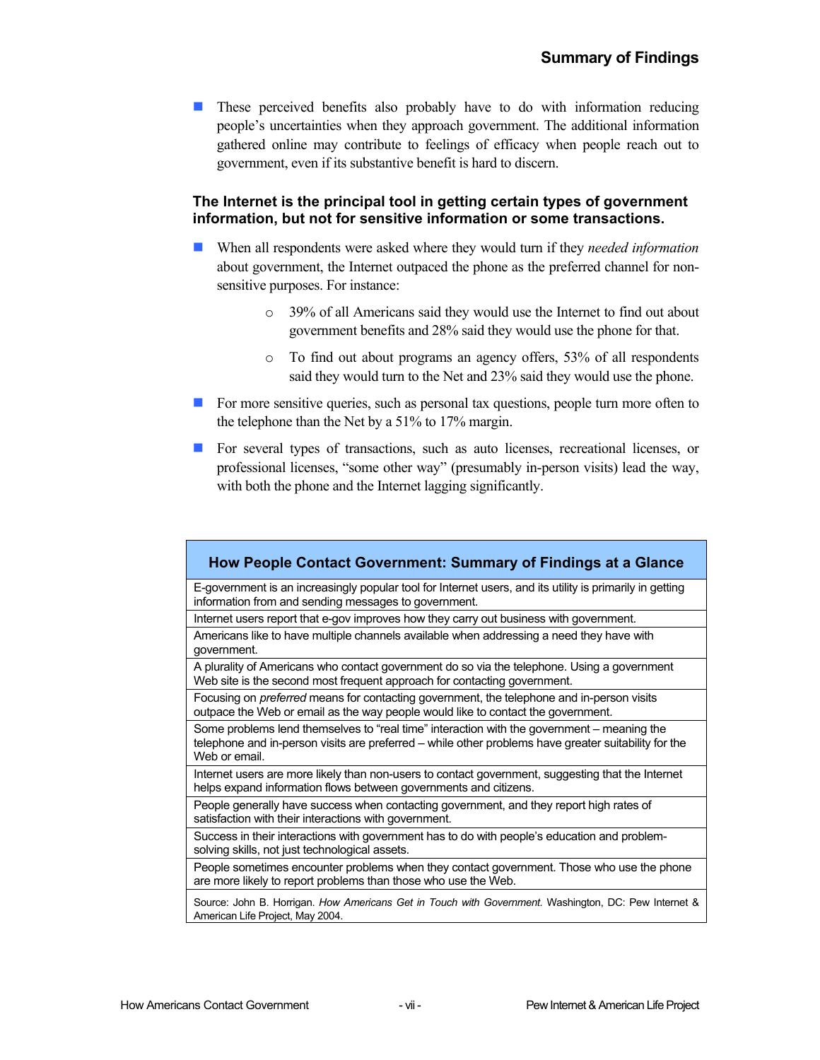- These perceived benefits also probably have to do with information reducing people's uncertainties when they approach government. The additional information gathered online may contribute to feelings of efficacy when people reach out to government, even if its substantive benefit is hard to discern.

**The Internet is the principal tool in getting certain types of government information, but not for sensitive information or some transactions.**

- When all respondents were asked where they would turn if they *needed information* about government, the Internet outpaced the phone as the preferred channel for non-sensitive purposes. For instance:
  - 39% of all Americans said they would use the Internet to find out about government benefits and 28% said they would use the phone for that.
  - To find out about programs an agency offers, 53% of all respondents said they would turn to the Net and 23% said they would use the phone.
- For more sensitive queries, such as personal tax questions, people turn more often to the telephone than the Net by a 51% to 17% margin.
- For several types of transactions, such as auto licenses, recreational licenses, or professional licenses, "some other way" (presumably in-person visits) lead the way, with both the phone and the Internet lagging significantly.

| How People Contact Government: Summary of Findings at a Glance |
|---|
| E-government is an increasingly popular tool for Internet users, and its utility is primarily in getting information from and sending messages to government. |
| Internet users report that e-gov improves how they carry out business with government. |
| Americans like to have multiple channels available when addressing a need they have with government. |
| A plurality of Americans who contact government do so via the telephone. Using a government Web site is the second most frequent approach for contacting government. |
| Focusing on *preferred* means for contacting government, the telephone and in-person visits outpace the Web or email as the way people would like to contact the government. |
| Some problems lend themselves to "real time" interaction with the government – meaning the telephone and in-person visits are preferred – while other problems have greater suitability for the Web or email. |
| Internet users are more likely than non-users to contact government, suggesting that the Internet helps expand information flows between governments and citizens. |
| People generally have success when contacting government, and they report high rates of satisfaction with their interactions with government. |
| Success in their interactions with government has to do with people's education and problem-solving skills, not just technological assets. |
| People sometimes encounter problems when they contact government. Those who use the phone are more likely to report problems than those who use the Web. |
| Source: John B. Horrigan. *How Americans Get in Touch with Government.* Washington, DC: Pew Internet & American Life Project, May 2004. |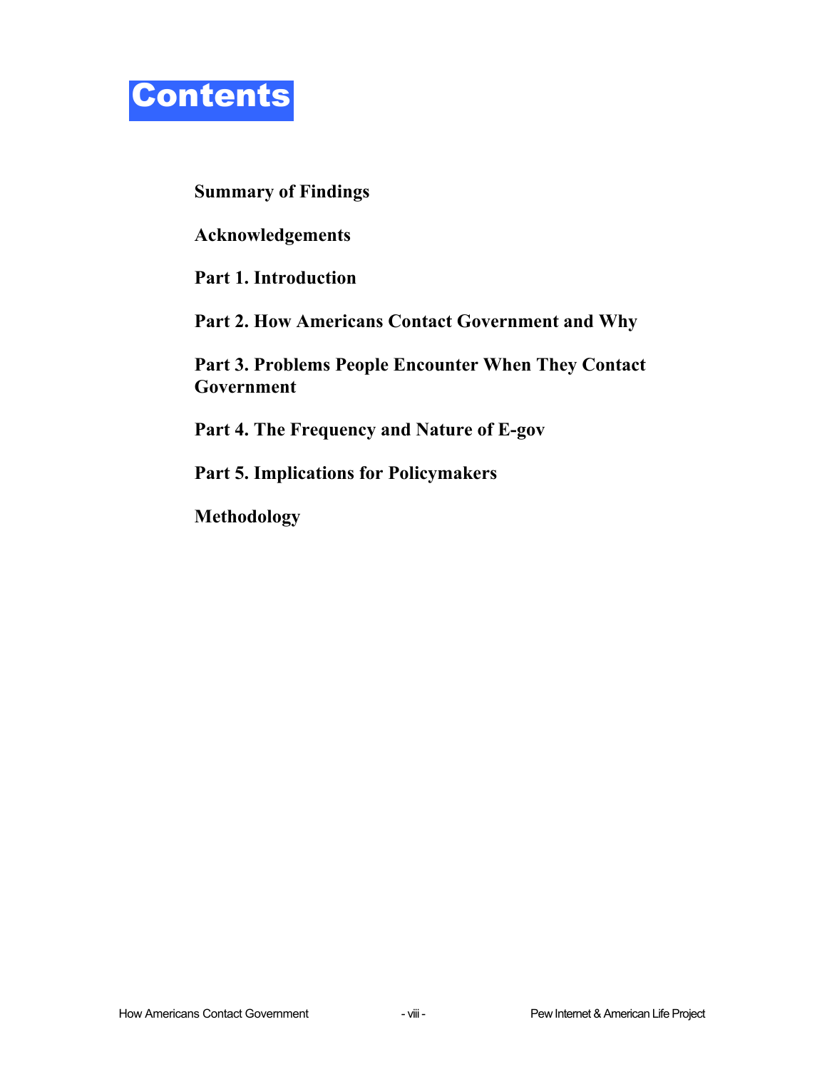# Contents

**Summary of Findings**

**Acknowledgements**

**Part 1. Introduction**

**Part 2. How Americans Contact Government and Why**

**Part 3. Problems People Encounter When They Contact Government**

**Part 4. The Frequency and Nature of E-gov**

**Part 5. Implications for Policymakers**

**Methodology**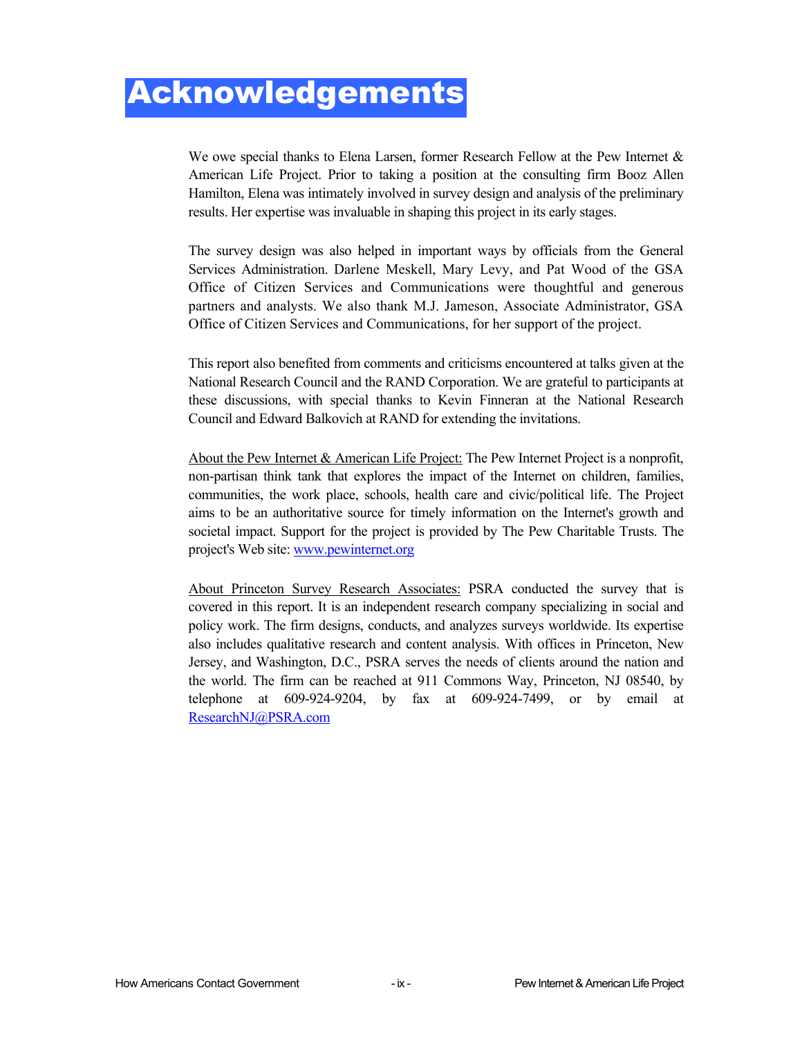# Acknowledgements

We owe special thanks to Elena Larsen, former Research Fellow at the Pew Internet & American Life Project. Prior to taking a position at the consulting firm Booz Allen Hamilton, Elena was intimately involved in survey design and analysis of the preliminary results. Her expertise was invaluable in shaping this project in its early stages.

The survey design was also helped in important ways by officials from the General Services Administration. Darlene Meskell, Mary Levy, and Pat Wood of the GSA Office of Citizen Services and Communications were thoughtful and generous partners and analysts. We also thank M.J. Jameson, Associate Administrator, GSA Office of Citizen Services and Communications, for her support of the project.

This report also benefited from comments and criticisms encountered at talks given at the National Research Council and the RAND Corporation. We are grateful to participants at these discussions, with special thanks to Kevin Finneran at the National Research Council and Edward Balkovich at RAND for extending the invitations.

About the Pew Internet & American Life Project: The Pew Internet Project is a nonprofit, non-partisan think tank that explores the impact of the Internet on children, families, communities, the work place, schools, health care and civic/political life. The Project aims to be an authoritative source for timely information on the Internet's growth and societal impact. Support for the project is provided by The Pew Charitable Trusts. The project's Web site: [www.pewinternet.org](http://www.pewinternet.org)

About Princeton Survey Research Associates: PSRA conducted the survey that is covered in this report. It is an independent research company specializing in social and policy work. The firm designs, conducts, and analyzes surveys worldwide. Its expertise also includes qualitative research and content analysis. With offices in Princeton, New Jersey, and Washington, D.C., PSRA serves the needs of clients around the nation and the world. The firm can be reached at 911 Commons Way, Princeton, NJ 08540, by telephone at 609-924-9204, by fax at 609-924-7499, or by email at [ResearchNJ@PSRA.com](mailto:ResearchNJ@PSRA.com)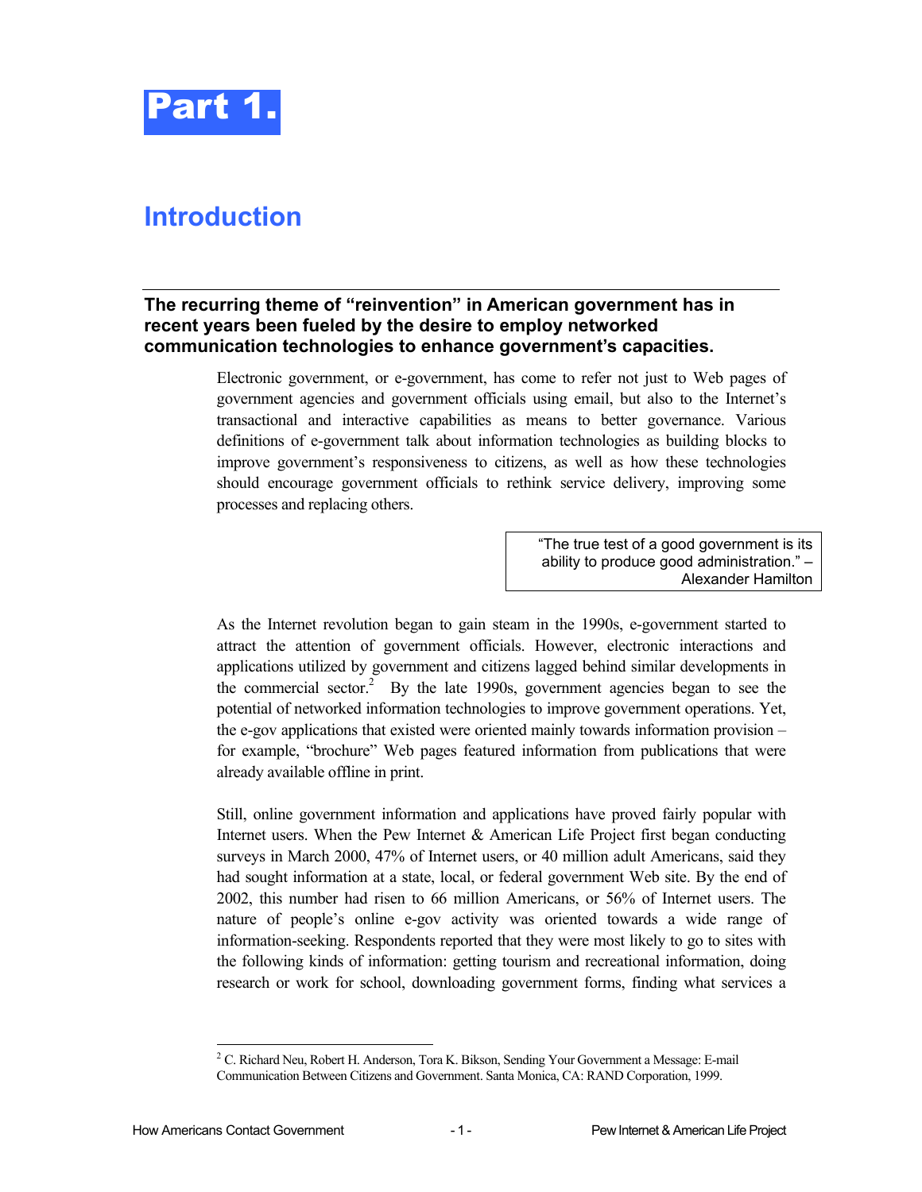# Part 1.

## Introduction

**The recurring theme of "reinvention" in American government has in recent years been fueled by the desire to employ networked communication technologies to enhance government's capacities.**

Electronic government, or e-government, has come to refer not just to Web pages of government agencies and government officials using email, but also to the Internet's transactional and interactive capabilities as means to better governance. Various definitions of e-government talk about information technologies as building blocks to improve government's responsiveness to citizens, as well as how these technologies should encourage government officials to rethink service delivery, improving some processes and replacing others.

> "The true test of a good government is its ability to produce good administration." – Alexander Hamilton

As the Internet revolution began to gain steam in the 1990s, e-government started to attract the attention of government officials. However, electronic interactions and applications utilized by government and citizens lagged behind similar developments in the commercial sector.[2] By the late 1990s, government agencies began to see the potential of networked information technologies to improve government operations. Yet, the e-gov applications that existed were oriented mainly towards information provision – for example, "brochure" Web pages featured information from publications that were already available offline in print.

Still, online government information and applications have proved fairly popular with Internet users. When the Pew Internet & American Life Project first began conducting surveys in March 2000, 47% of Internet users, or 40 million adult Americans, said they had sought information at a state, local, or federal government Web site. By the end of 2002, this number had risen to 66 million Americans, or 56% of Internet users. The nature of people's online e-gov activity was oriented towards a wide range of information-seeking. Respondents reported that they were most likely to go to sites with the following kinds of information: getting tourism and recreational information, doing research or work for school, downloading government forms, finding what services a

---

[2] C. Richard Neu, Robert H. Anderson, Tora K. Bikson, Sending Your Government a Message: E-mail Communication Between Citizens and Government. Santa Monica, CA: RAND Corporation, 1999.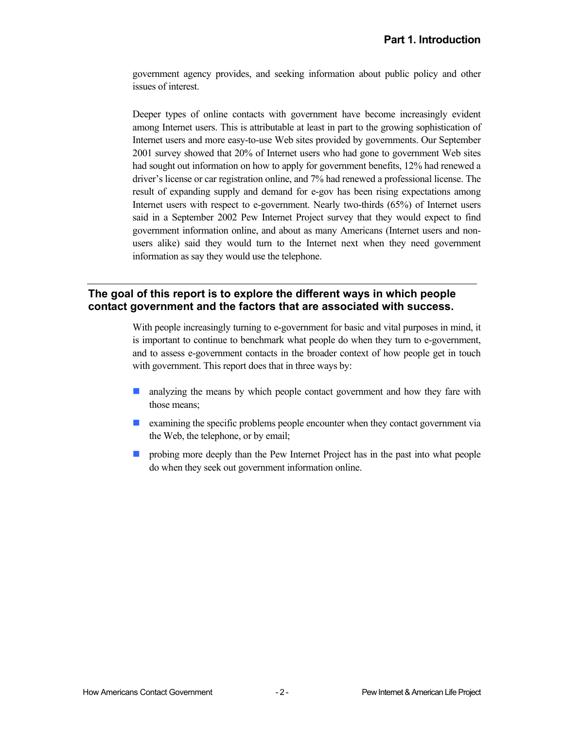government agency provides, and seeking information about public policy and other issues of interest.

Deeper types of online contacts with government have become increasingly evident among Internet users. This is attributable at least in part to the growing sophistication of Internet users and more easy-to-use Web sites provided by governments. Our September 2001 survey showed that 20% of Internet users who had gone to government Web sites had sought out information on how to apply for government benefits, 12% had renewed a driver's license or car registration online, and 7% had renewed a professional license. The result of expanding supply and demand for e-gov has been rising expectations among Internet users with respect to e-government. Nearly two-thirds (65%) of Internet users said in a September 2002 Pew Internet Project survey that they would expect to find government information online, and about as many Americans (Internet users and non-users alike) said they would turn to the Internet next when they need government information as say they would use the telephone.

## The goal of this report is to explore the different ways in which people contact government and the factors that are associated with success.

With people increasingly turning to e-government for basic and vital purposes in mind, it is important to continue to benchmark what people do when they turn to e-government, and to assess e-government contacts in the broader context of how people get in touch with government. This report does that in three ways by:

- analyzing the means by which people contact government and how they fare with those means;
- examining the specific problems people encounter when they contact government via the Web, the telephone, or by email;
- probing more deeply than the Pew Internet Project has in the past into what people do when they seek out government information online.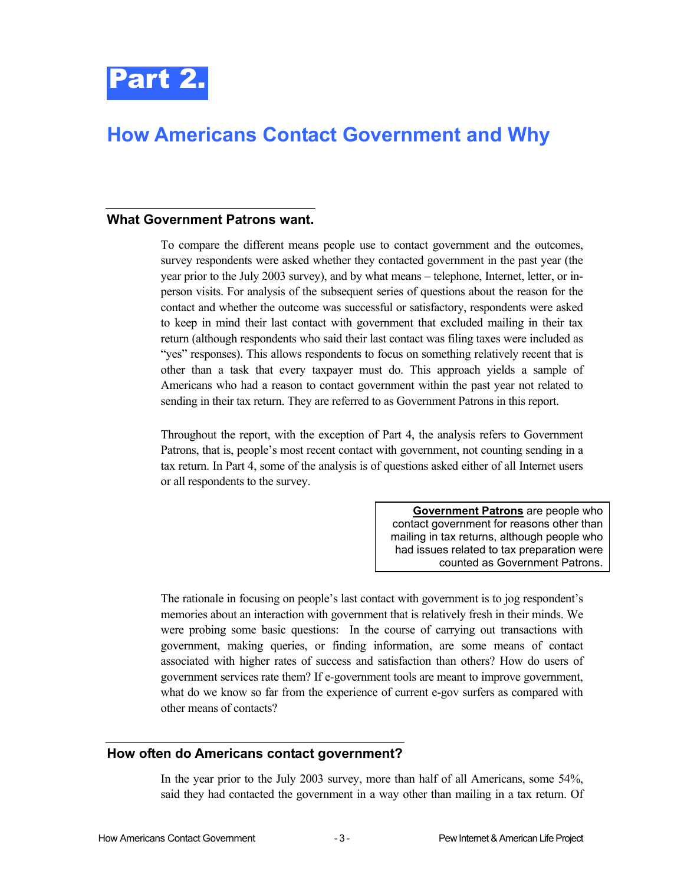# Part 2.

## How Americans Contact Government and Why

### What Government Patrons want.

To compare the different means people use to contact government and the outcomes, survey respondents were asked whether they contacted government in the past year (the year prior to the July 2003 survey), and by what means – telephone, Internet, letter, or in-person visits. For analysis of the subsequent series of questions about the reason for the contact and whether the outcome was successful or satisfactory, respondents were asked to keep in mind their last contact with government that excluded mailing in their tax return (although respondents who said their last contact was filing taxes were included as "yes" responses). This allows respondents to focus on something relatively recent that is other than a task that every taxpayer must do. This approach yields a sample of Americans who had a reason to contact government within the past year not related to sending in their tax return. They are referred to as Government Patrons in this report.

Throughout the report, with the exception of Part 4, the analysis refers to Government Patrons, that is, people's most recent contact with government, not counting sending in a tax return. In Part 4, some of the analysis is of questions asked either of all Internet users or all respondents to the survey.

> **Government Patrons** are people who contact government for reasons other than mailing in tax returns, although people who had issues related to tax preparation were counted as Government Patrons.

The rationale in focusing on people's last contact with government is to jog respondent's memories about an interaction with government that is relatively fresh in their minds. We were probing some basic questions: In the course of carrying out transactions with government, making queries, or finding information, are some means of contact associated with higher rates of success and satisfaction than others? How do users of government services rate them? If e-government tools are meant to improve government, what do we know so far from the experience of current e-gov surfers as compared with other means of contacts?

### How often do Americans contact government?

In the year prior to the July 2003 survey, more than half of all Americans, some 54%, said they had contacted the government in a way other than mailing in a tax return. Of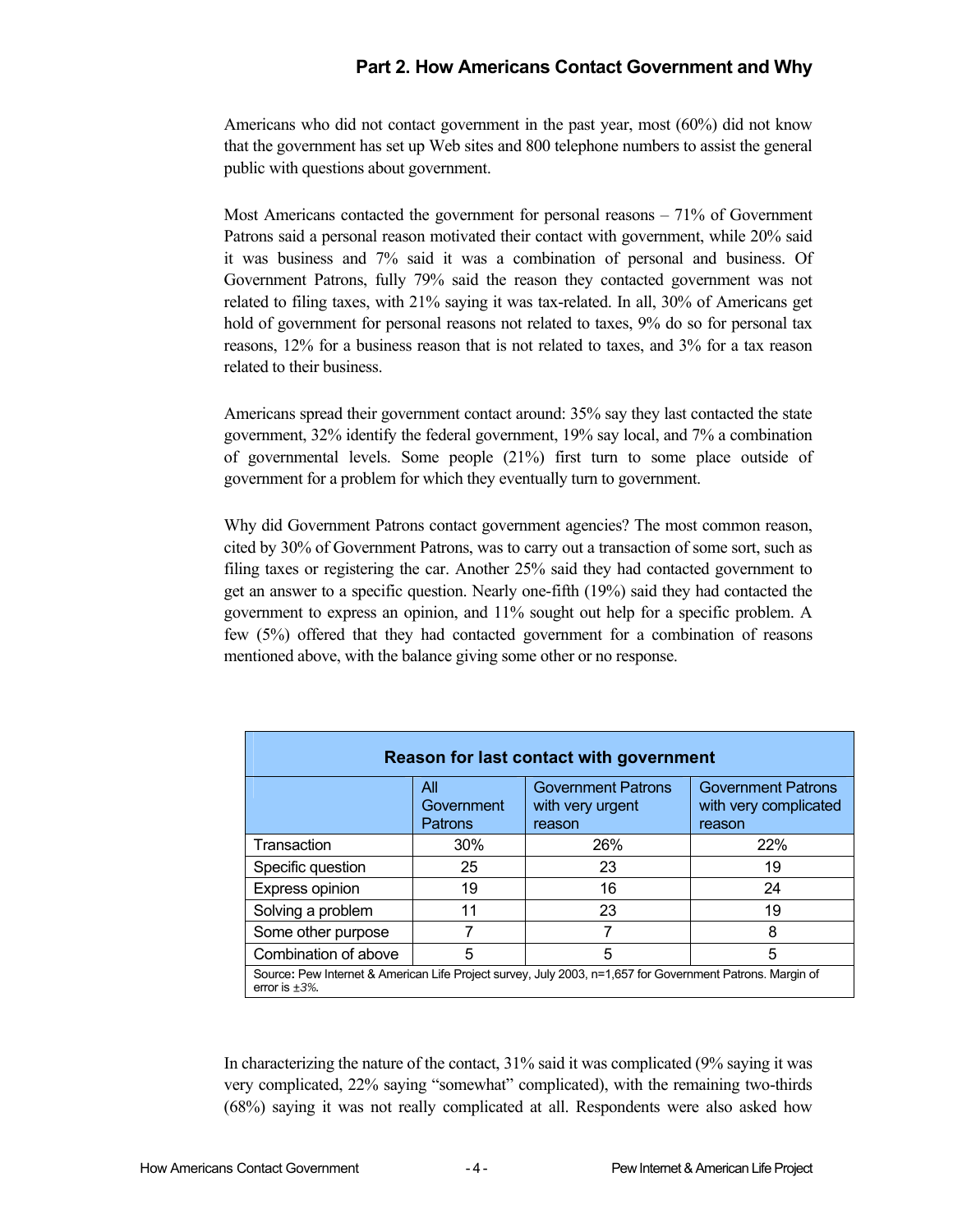Americans who did not contact government in the past year, most (60%) did not know that the government has set up Web sites and 800 telephone numbers to assist the general public with questions about government.

Most Americans contacted the government for personal reasons – 71% of Government Patrons said a personal reason motivated their contact with government, while 20% said it was business and 7% said it was a combination of personal and business. Of Government Patrons, fully 79% said the reason they contacted government was not related to filing taxes, with 21% saying it was tax-related. In all, 30% of Americans get hold of government for personal reasons not related to taxes, 9% do so for personal tax reasons, 12% for a business reason that is not related to taxes, and 3% for a tax reason related to their business.

Americans spread their government contact around: 35% say they last contacted the state government, 32% identify the federal government, 19% say local, and 7% a combination of governmental levels. Some people (21%) first turn to some place outside of government for a problem for which they eventually turn to government.

Why did Government Patrons contact government agencies? The most common reason, cited by 30% of Government Patrons, was to carry out a transaction of some sort, such as filing taxes or registering the car. Another 25% said they had contacted government to get an answer to a specific question. Nearly one-fifth (19%) said they had contacted the government to express an opinion, and 11% sought out help for a specific problem. A few (5%) offered that they had contacted government for a combination of reasons mentioned above, with the balance giving some other or no response.

**Reason for last contact with government**

| | All Government Patrons | Government Patrons with very urgent reason | Government Patrons with very complicated reason |
|---|---|---|---|
| Transaction | 30% | 26% | 22% |
| Specific question | 25 | 23 | 19 |
| Express opinion | 19 | 16 | 24 |
| Solving a problem | 11 | 23 | 19 |
| Some other purpose | 7 | 7 | 8 |
| Combination of above | 5 | 5 | 5 |

Source: Pew Internet & American Life Project survey, July 2003, n=1,657 for Government Patrons. Margin of error is ±3%.

In characterizing the nature of the contact, 31% said it was complicated (9% saying it was very complicated, 22% saying "somewhat" complicated), with the remaining two-thirds (68%) saying it was not really complicated at all. Respondents were also asked how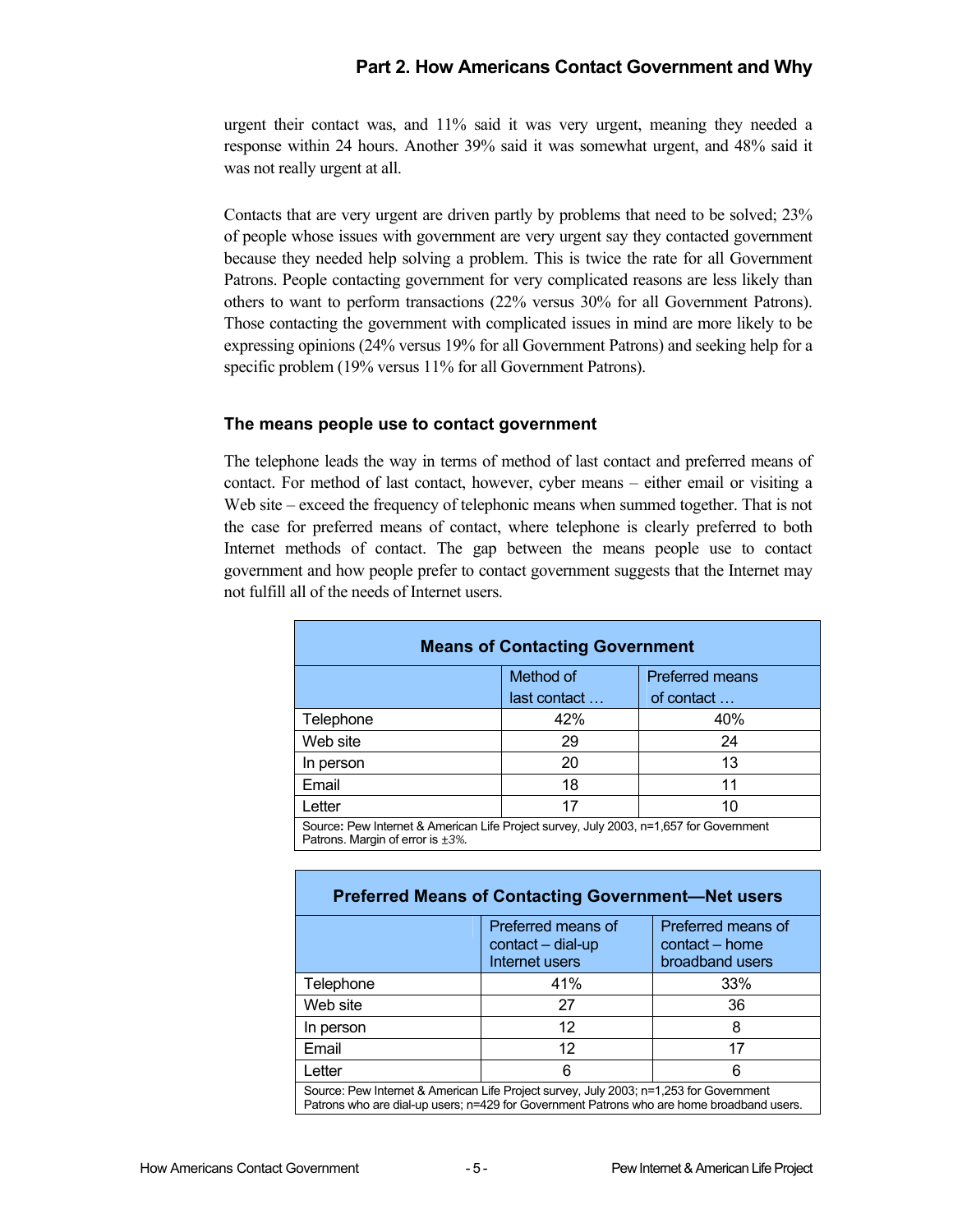urgent their contact was, and 11% said it was very urgent, meaning they needed a response within 24 hours. Another 39% said it was somewhat urgent, and 48% said it was not really urgent at all.

Contacts that are very urgent are driven partly by problems that need to be solved; 23% of people whose issues with government are very urgent say they contacted government because they needed help solving a problem. This is twice the rate for all Government Patrons. People contacting government for very complicated reasons are less likely than others to want to perform transactions (22% versus 30% for all Government Patrons). Those contacting the government with complicated issues in mind are more likely to be expressing opinions (24% versus 19% for all Government Patrons) and seeking help for a specific problem (19% versus 11% for all Government Patrons).

### The means people use to contact government

The telephone leads the way in terms of method of last contact and preferred means of contact. For method of last contact, however, cyber means – either email or visiting a Web site – exceed the frequency of telephonic means when summed together. That is not the case for preferred means of contact, where telephone is clearly preferred to both Internet methods of contact. The gap between the means people use to contact government and how people prefer to contact government suggests that the Internet may not fulfill all of the needs of Internet users.

**Means of Contacting Government**

| | Method of last contact … | Preferred means of contact … |
|---|---|---|
| Telephone | 42% | 40% |
| Web site | 29 | 24 |
| In person | 20 | 13 |
| Email | 18 | 11 |
| Letter | 17 | 10 |

Source: Pew Internet & American Life Project survey, July 2003, n=1,657 for Government Patrons. Margin of error is ±3%.

**Preferred Means of Contacting Government—Net users**

| | Preferred means of contact – dial-up Internet users | Preferred means of contact – home broadband users |
|---|---|---|
| Telephone | 41% | 33% |
| Web site | 27 | 36 |
| In person | 12 | 8 |
| Email | 12 | 17 |
| Letter | 6 | 6 |

Source: Pew Internet & American Life Project survey, July 2003; n=1,253 for Government Patrons who are dial-up users; n=429 for Government Patrons who are home broadband users.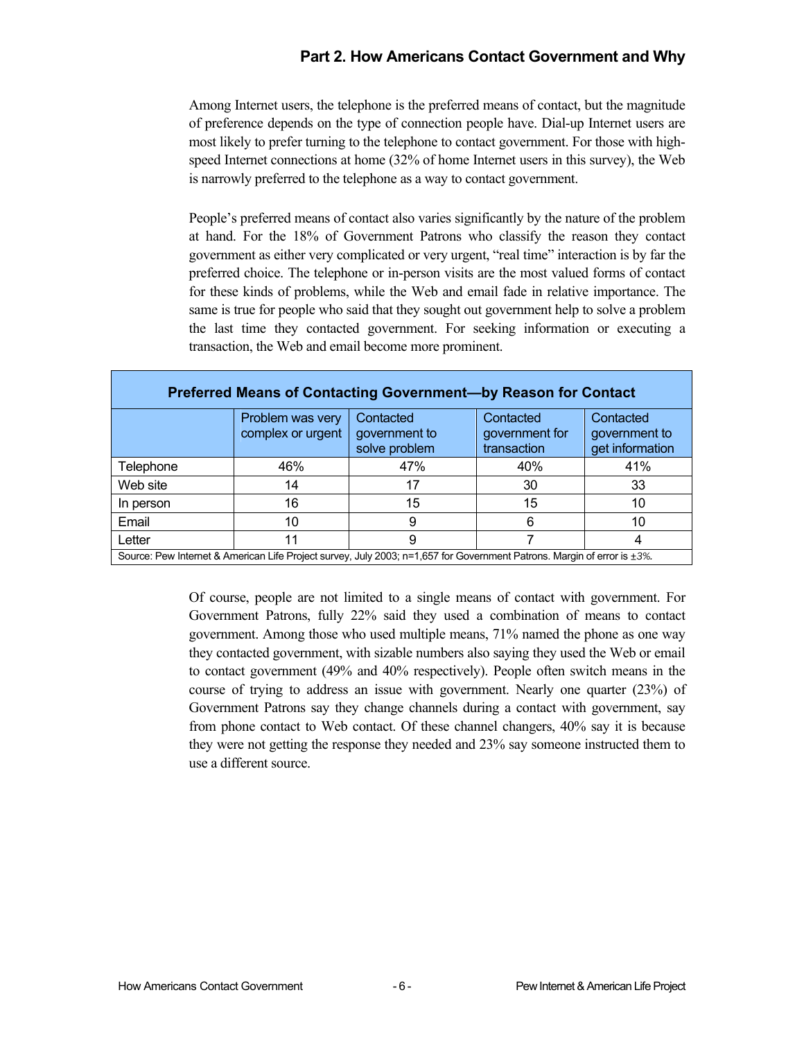## Part 2. How Americans Contact Government and Why

Among Internet users, the telephone is the preferred means of contact, but the magnitude of preference depends on the type of connection people have. Dial-up Internet users are most likely to prefer turning to the telephone to contact government. For those with high-speed Internet connections at home (32% of home Internet users in this survey), the Web is narrowly preferred to the telephone as a way to contact government.

People's preferred means of contact also varies significantly by the nature of the problem at hand. For the 18% of Government Patrons who classify the reason they contact government as either very complicated or very urgent, "real time" interaction is by far the preferred choice. The telephone or in-person visits are the most valued forms of contact for these kinds of problems, while the Web and email fade in relative importance. The same is true for people who said that they sought out government help to solve a problem the last time they contacted government. For seeking information or executing a transaction, the Web and email become more prominent.

**Preferred Means of Contacting Government—by Reason for Contact**

| | Problem was very complex or urgent | Contacted government to solve problem | Contacted government for transaction | Contacted government to get information |
|---|---|---|---|---|
| Telephone | 46% | 47% | 40% | 41% |
| Web site | 14 | 17 | 30 | 33 |
| In person | 16 | 15 | 15 | 10 |
| Email | 10 | 9 | 6 | 10 |
| Letter | 11 | 9 | 7 | 4 |

Source: Pew Internet & American Life Project survey, July 2003; n=1,657 for Government Patrons. Margin of error is ±3%.

Of course, people are not limited to a single means of contact with government. For Government Patrons, fully 22% said they used a combination of means to contact government. Among those who used multiple means, 71% named the phone as one way they contacted government, with sizable numbers also saying they used the Web or email to contact government (49% and 40% respectively). People often switch means in the course of trying to address an issue with government. Nearly one quarter (23%) of Government Patrons say they change channels during a contact with government, say from phone contact to Web contact. Of these channel changers, 40% say it is because they were not getting the response they needed and 23% say someone instructed them to use a different source.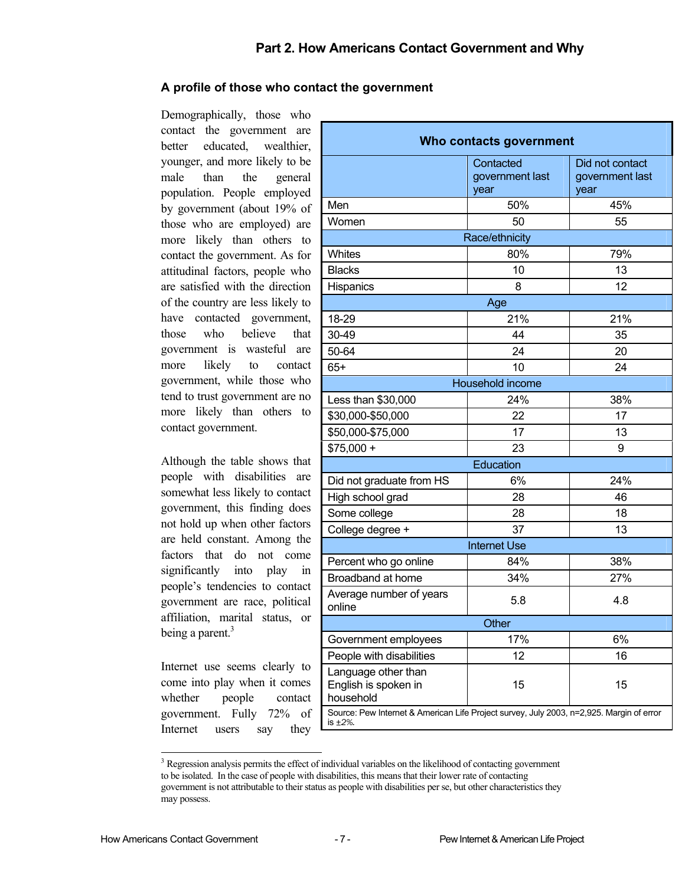## Part 2. How Americans Contact Government and Why

### A profile of those who contact the government

Demographically, those who contact the government are better educated, wealthier, younger, and more likely to be male than the general population. People employed by government (about 19% of those who are employed) are more likely than others to contact the government. As for attitudinal factors, people who are satisfied with the direction of the country are less likely to have contacted government, those who believe that government is wasteful are more likely to contact government, while those who tend to trust government are no more likely than others to contact government.

Although the table shows that people with disabilities are somewhat less likely to contact government, this finding does not hold up when other factors are held constant. Among the factors that do not come significantly into play in people's tendencies to contact government are race, political affiliation, marital status, or being a parent.[3]

Internet use seems clearly to come into play when it comes whether people contact government. Fully 72% of Internet users say they

| Who contacts government | | |
|---|---|---|
| | Contacted government last year | Did not contact government last year |
| Men | 50% | 45% |
| Women | 50 | 55 |
| **Race/ethnicity** | | |
| Whites | 80% | 79% |
| Blacks | 10 | 13 |
| Hispanics | 8 | 12 |
| **Age** | | |
| 18-29 | 21% | 21% |
| 30-49 | 44 | 35 |
| 50-64 | 24 | 20 |
| 65+ | 10 | 24 |
| **Household income** | | |
| Less than $30,000 | 24% | 38% |
| $30,000-$50,000 | 22 | 17 |
| $50,000-$75,000 | 17 | 13 |
| $75,000 + | 23 | 9 |
| **Education** | | |
| Did not graduate from HS | 6% | 24% |
| High school grad | 28 | 46 |
| Some college | 28 | 18 |
| College degree + | 37 | 13 |
| **Internet Use** | | |
| Percent who go online | 84% | 38% |
| Broadband at home | 34% | 27% |
| Average number of years online | 5.8 | 4.8 |
| **Other** | | |
| Government employees | 17% | 6% |
| People with disabilities | 12 | 16 |
| Language other than English is spoken in household | 15 | 15 |

Source: Pew Internet & American Life Project survey, July 2003, n=2,925. Margin of error is ±2%.

---

[3] Regression analysis permits the effect of individual variables on the likelihood of contacting government to be isolated. In the case of people with disabilities, this means that their lower rate of contacting government is not attributable to their status as people with disabilities per se, but other characteristics they may possess.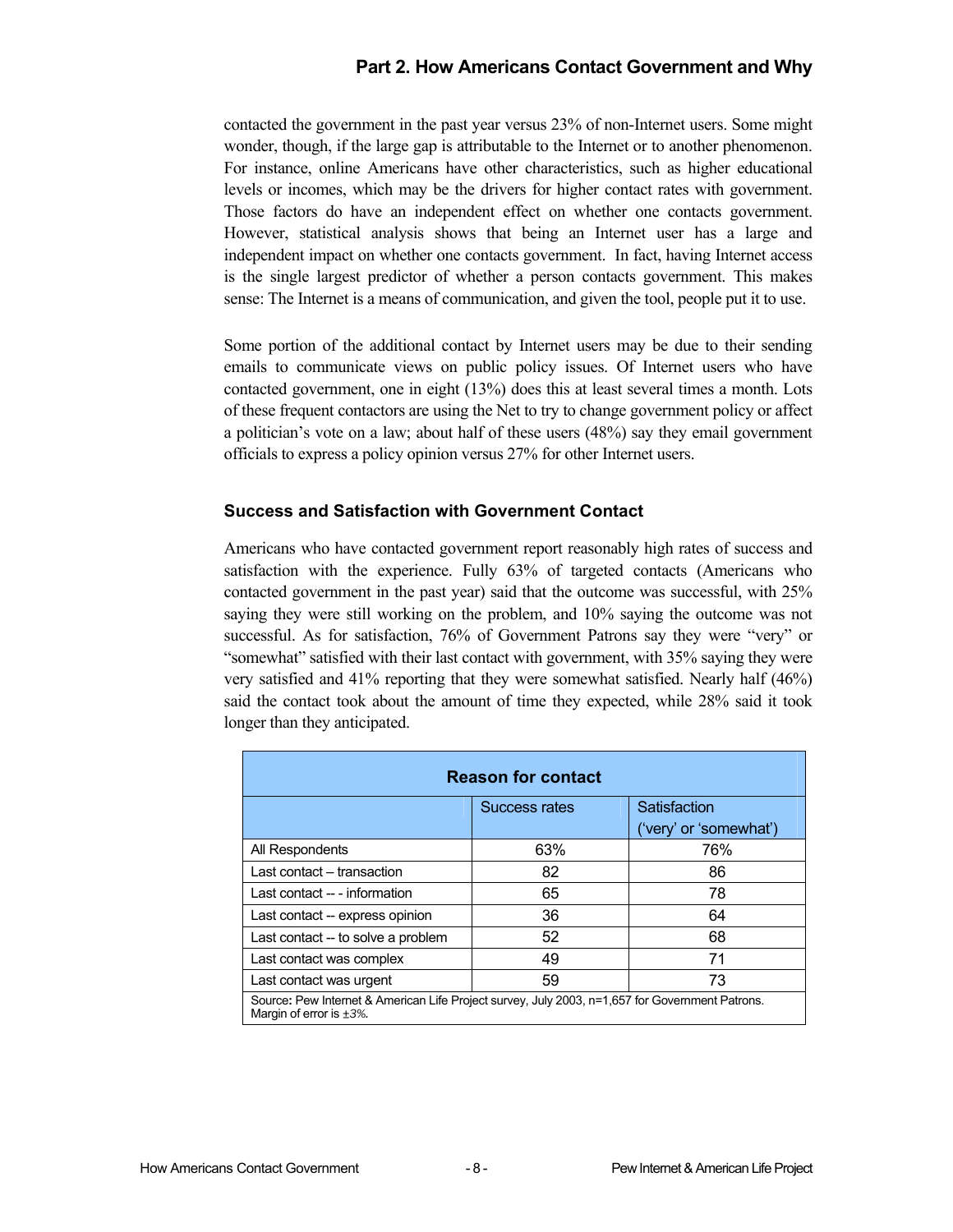contacted the government in the past year versus 23% of non-Internet users. Some might wonder, though, if the large gap is attributable to the Internet or to another phenomenon. For instance, online Americans have other characteristics, such as higher educational levels or incomes, which may be the drivers for higher contact rates with government. Those factors do have an independent effect on whether one contacts government. However, statistical analysis shows that being an Internet user has a large and independent impact on whether one contacts government. In fact, having Internet access is the single largest predictor of whether a person contacts government. This makes sense: The Internet is a means of communication, and given the tool, people put it to use.

Some portion of the additional contact by Internet users may be due to their sending emails to communicate views on public policy issues. Of Internet users who have contacted government, one in eight (13%) does this at least several times a month. Lots of these frequent contactors are using the Net to try to change government policy or affect a politician's vote on a law; about half of these users (48%) say they email government officials to express a policy opinion versus 27% for other Internet users.

### Success and Satisfaction with Government Contact

Americans who have contacted government report reasonably high rates of success and satisfaction with the experience. Fully 63% of targeted contacts (Americans who contacted government in the past year) said that the outcome was successful, with 25% saying they were still working on the problem, and 10% saying the outcome was not successful. As for satisfaction, 76% of Government Patrons say they were "very" or "somewhat" satisfied with their last contact with government, with 35% saying they were very satisfied and 41% reporting that they were somewhat satisfied. Nearly half (46%) said the contact took about the amount of time they expected, while 28% said it took longer than they anticipated.

**Reason for contact**

| | Success rates | Satisfaction ('very' or 'somewhat') |
|---|---|---|
| All Respondents | 63% | 76% |
| Last contact – transaction | 82 | 86 |
| Last contact -- - information | 65 | 78 |
| Last contact -- express opinion | 36 | 64 |
| Last contact -- to solve a problem | 52 | 68 |
| Last contact was complex | 49 | 71 |
| Last contact was urgent | 59 | 73 |

Source: Pew Internet & American Life Project survey, July 2003, n=1,657 for Government Patrons. Margin of error is ±3%.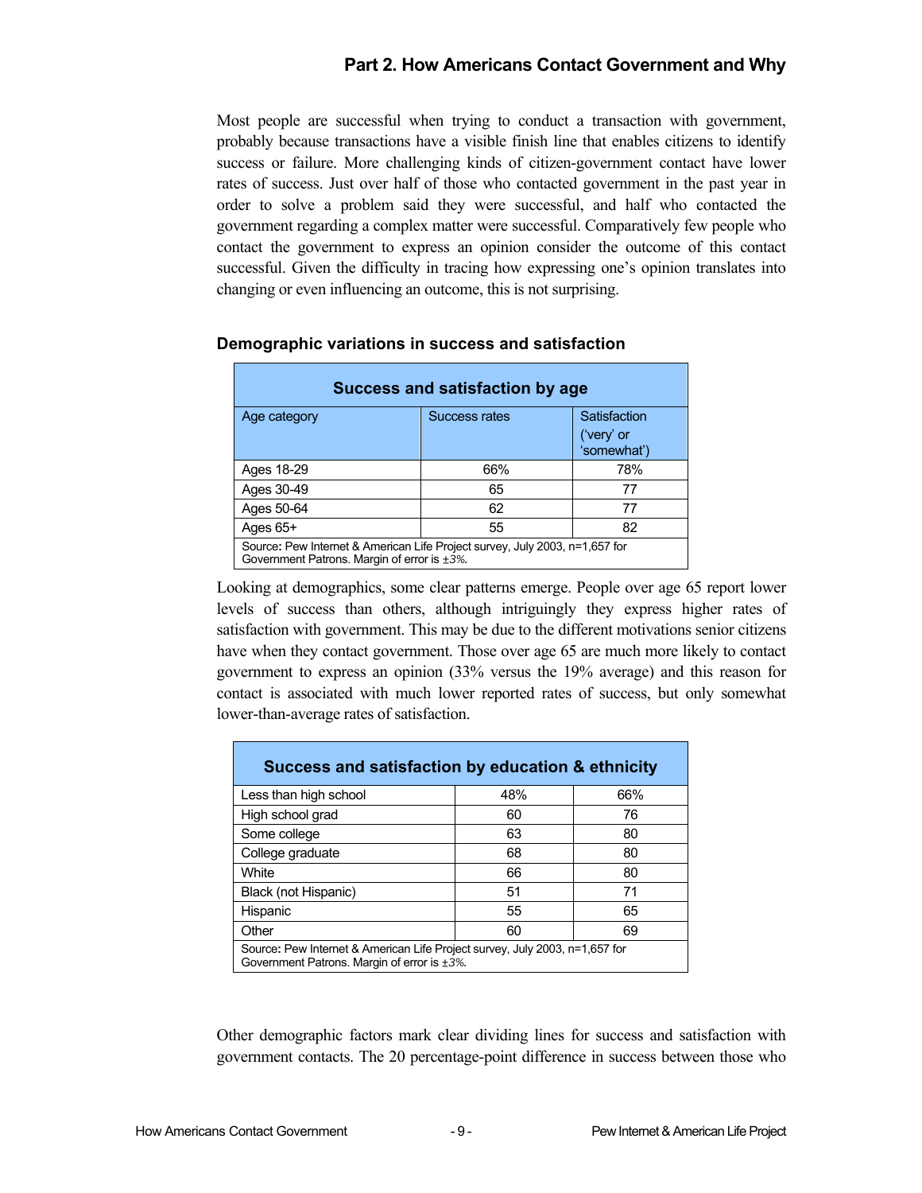## Part 2. How Americans Contact Government and Why

Most people are successful when trying to conduct a transaction with government, probably because transactions have a visible finish line that enables citizens to identify success or failure. More challenging kinds of citizen-government contact have lower rates of success. Just over half of those who contacted government in the past year in order to solve a problem said they were successful, and half who contacted the government regarding a complex matter were successful. Comparatively few people who contact the government to express an opinion consider the outcome of this contact successful. Given the difficulty in tracing how expressing one's opinion translates into changing or even influencing an outcome, this is not surprising.

### Demographic variations in success and satisfaction

**Success and satisfaction by age**

| Age category | Success rates | Satisfaction ('very' or 'somewhat') |
|---|---|---|
| Ages 18-29 | 66% | 78% |
| Ages 30-49 | 65 | 77 |
| Ages 50-64 | 62 | 77 |
| Ages 65+ | 55 | 82 |

Source: Pew Internet & American Life Project survey, July 2003, n=1,657 for Government Patrons. Margin of error is ±3%.

Looking at demographics, some clear patterns emerge. People over age 65 report lower levels of success than others, although intriguingly they express higher rates of satisfaction with government. This may be due to the different motivations senior citizens have when they contact government. Those over age 65 are much more likely to contact government to express an opinion (33% versus the 19% average) and this reason for contact is associated with much lower reported rates of success, but only somewhat lower-than-average rates of satisfaction.

**Success and satisfaction by education & ethnicity**

| | | |
|---|---|---|
| Less than high school | 48% | 66% |
| High school grad | 60 | 76 |
| Some college | 63 | 80 |
| College graduate | 68 | 80 |
| White | 66 | 80 |
| Black (not Hispanic) | 51 | 71 |
| Hispanic | 55 | 65 |
| Other | 60 | 69 |

Source: Pew Internet & American Life Project survey, July 2003, n=1,657 for Government Patrons. Margin of error is ±3%.

Other demographic factors mark clear dividing lines for success and satisfaction with government contacts. The 20 percentage-point difference in success between those who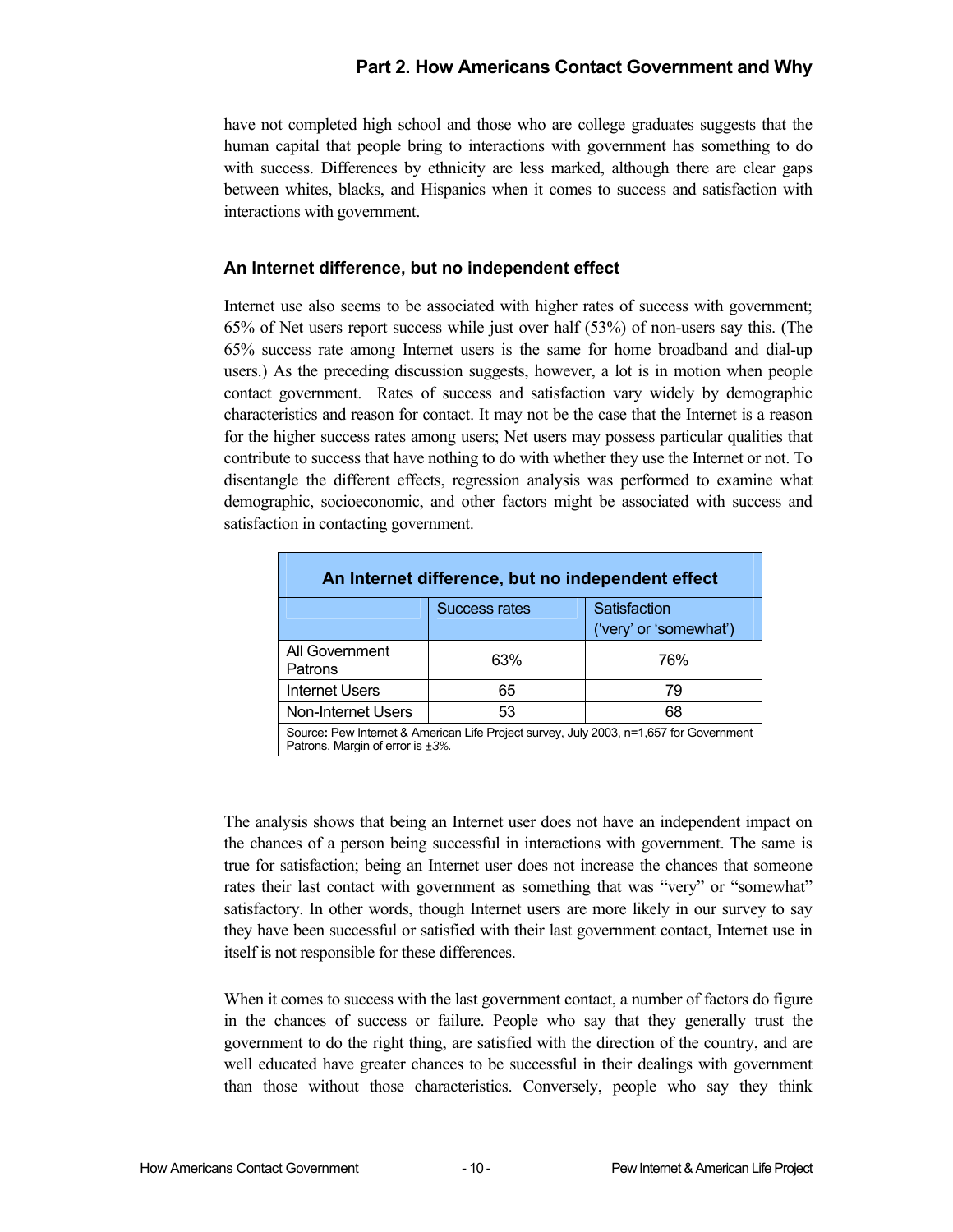have not completed high school and those who are college graduates suggests that the human capital that people bring to interactions with government has something to do with success. Differences by ethnicity are less marked, although there are clear gaps between whites, blacks, and Hispanics when it comes to success and satisfaction with interactions with government.

### An Internet difference, but no independent effect

Internet use also seems to be associated with higher rates of success with government; 65% of Net users report success while just over half (53%) of non-users say this. (The 65% success rate among Internet users is the same for home broadband and dial-up users.) As the preceding discussion suggests, however, a lot is in motion when people contact government. Rates of success and satisfaction vary widely by demographic characteristics and reason for contact. It may not be the case that the Internet is a reason for the higher success rates among users; Net users may possess particular qualities that contribute to success that have nothing to do with whether they use the Internet or not. To disentangle the different effects, regression analysis was performed to examine what demographic, socioeconomic, and other factors might be associated with success and satisfaction in contacting government.

**An Internet difference, but no independent effect**

| | Success rates | Satisfaction ('very' or 'somewhat') |
|---|---|---|
| All Government Patrons | 63% | 76% |
| Internet Users | 65 | 79 |
| Non-Internet Users | 53 | 68 |

Source: Pew Internet & American Life Project survey, July 2003, n=1,657 for Government Patrons. Margin of error is ±3%.

The analysis shows that being an Internet user does not have an independent impact on the chances of a person being successful in interactions with government. The same is true for satisfaction; being an Internet user does not increase the chances that someone rates their last contact with government as something that was "very" or "somewhat" satisfactory. In other words, though Internet users are more likely in our survey to say they have been successful or satisfied with their last government contact, Internet use in itself is not responsible for these differences.

When it comes to success with the last government contact, a number of factors do figure in the chances of success or failure. People who say that they generally trust the government to do the right thing, are satisfied with the direction of the country, and are well educated have greater chances to be successful in their dealings with government than those without those characteristics. Conversely, people who say they think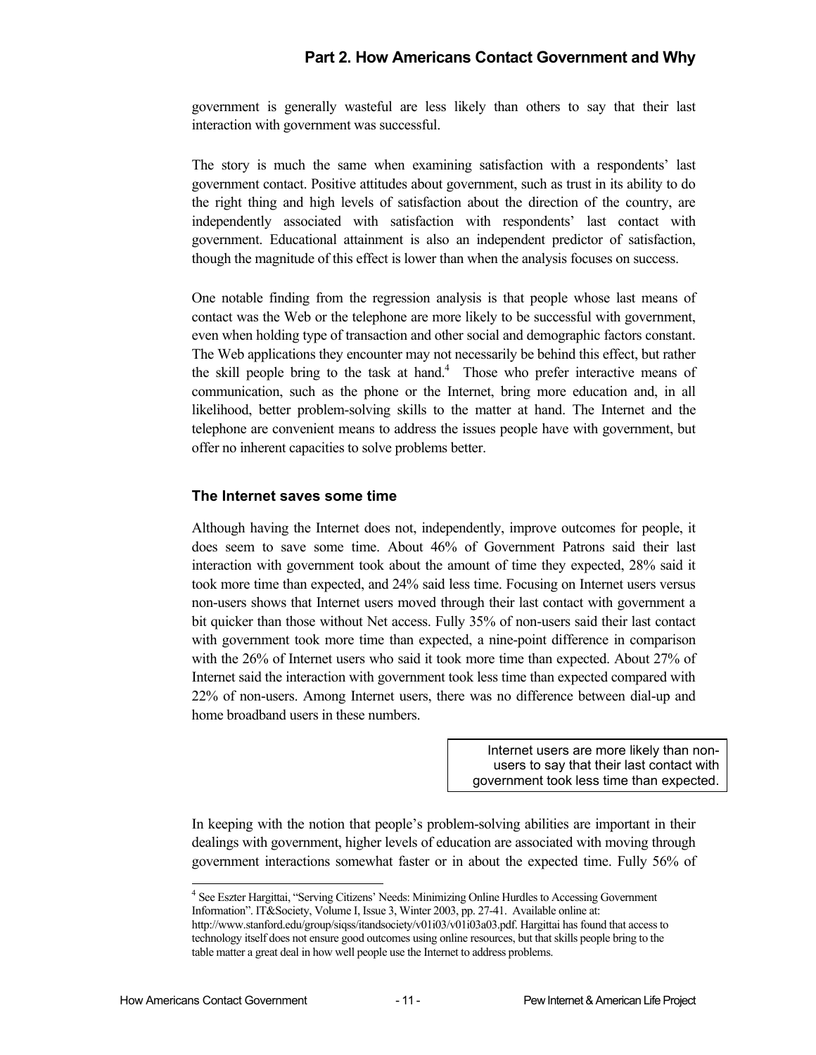government is generally wasteful are less likely than others to say that their last interaction with government was successful.

The story is much the same when examining satisfaction with a respondents' last government contact. Positive attitudes about government, such as trust in its ability to do the right thing and high levels of satisfaction about the direction of the country, are independently associated with satisfaction with respondents' last contact with government. Educational attainment is also an independent predictor of satisfaction, though the magnitude of this effect is lower than when the analysis focuses on success.

One notable finding from the regression analysis is that people whose last means of contact was the Web or the telephone are more likely to be successful with government, even when holding type of transaction and other social and demographic factors constant. The Web applications they encounter may not necessarily be behind this effect, but rather the skill people bring to the task at hand.[4] Those who prefer interactive means of communication, such as the phone or the Internet, bring more education and, in all likelihood, better problem-solving skills to the matter at hand. The Internet and the telephone are convenient means to address the issues people have with government, but offer no inherent capacities to solve problems better.

### The Internet saves some time

Although having the Internet does not, independently, improve outcomes for people, it does seem to save some time. About 46% of Government Patrons said their last interaction with government took about the amount of time they expected, 28% said it took more time than expected, and 24% said less time. Focusing on Internet users versus non-users shows that Internet users moved through their last contact with government a bit quicker than those without Net access. Fully 35% of non-users said their last contact with government took more time than expected, a nine-point difference in comparison with the 26% of Internet users who said it took more time than expected. About 27% of Internet said the interaction with government took less time than expected compared with 22% of non-users. Among Internet users, there was no difference between dial-up and home broadband users in these numbers.

> Internet users are more likely than non-users to say that their last contact with government took less time than expected.

In keeping with the notion that people's problem-solving abilities are important in their dealings with government, higher levels of education are associated with moving through government interactions somewhat faster or in about the expected time. Fully 56% of

[4] See Eszter Hargittai, "Serving Citizens' Needs: Minimizing Online Hurdles to Accessing Government Information". IT&Society, Volume I, Issue 3, Winter 2003, pp. 27-41. Available online at: http://www.stanford.edu/group/siqss/itandsociety/v01i03/v01i03a03.pdf. Hargittai has found that access to technology itself does not ensure good outcomes using online resources, but that skills people bring to the table matter a great deal in how well people use the Internet to address problems.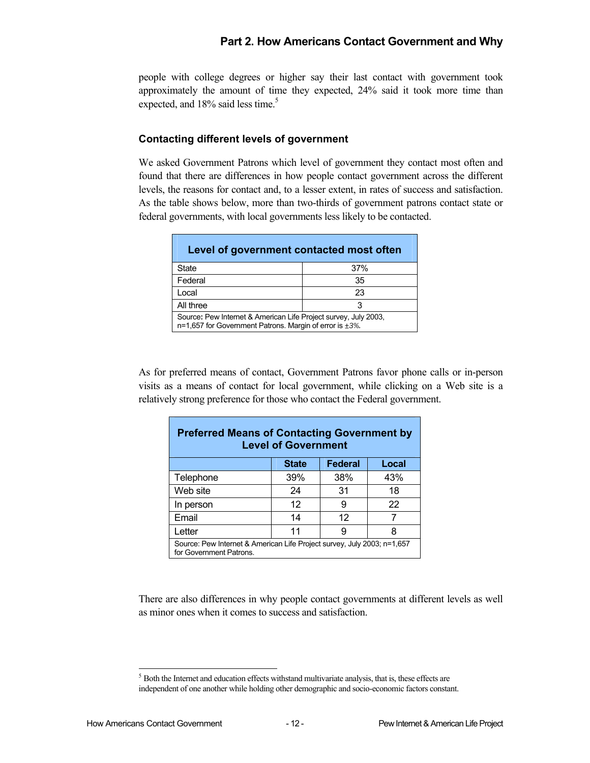people with college degrees or higher say their last contact with government took approximately the amount of time they expected, 24% said it took more time than expected, and 18% said less time.[5]

### Contacting different levels of government

We asked Government Patrons which level of government they contact most often and found that there are differences in how people contact government across the different levels, the reasons for contact and, to a lesser extent, in rates of success and satisfaction. As the table shows below, more than two-thirds of government patrons contact state or federal governments, with local governments less likely to be contacted.

| Level of government contacted most often | |
|---|---|
| State | 37% |
| Federal | 35 |
| Local | 23 |
| All three | 3 |

Source: Pew Internet & American Life Project survey, July 2003, n=1,657 for Government Patrons. Margin of error is ±3%.

As for preferred means of contact, Government Patrons favor phone calls or in-person visits as a means of contact for local government, while clicking on a Web site is a relatively strong preference for those who contact the Federal government.

**Preferred Means of Contacting Government by Level of Government**

| | State | Federal | Local |
|---|---|---|---|
| Telephone | 39% | 38% | 43% |
| Web site | 24 | 31 | 18 |
| In person | 12 | 9 | 22 |
| Email | 14 | 12 | 7 |
| Letter | 11 | 9 | 8 |

Source: Pew Internet & American Life Project survey, July 2003; n=1,657 for Government Patrons.

There are also differences in why people contact governments at different levels as well as minor ones when it comes to success and satisfaction.

[5] Both the Internet and education effects withstand multivariate analysis, that is, these effects are independent of one another while holding other demographic and socio-economic factors constant.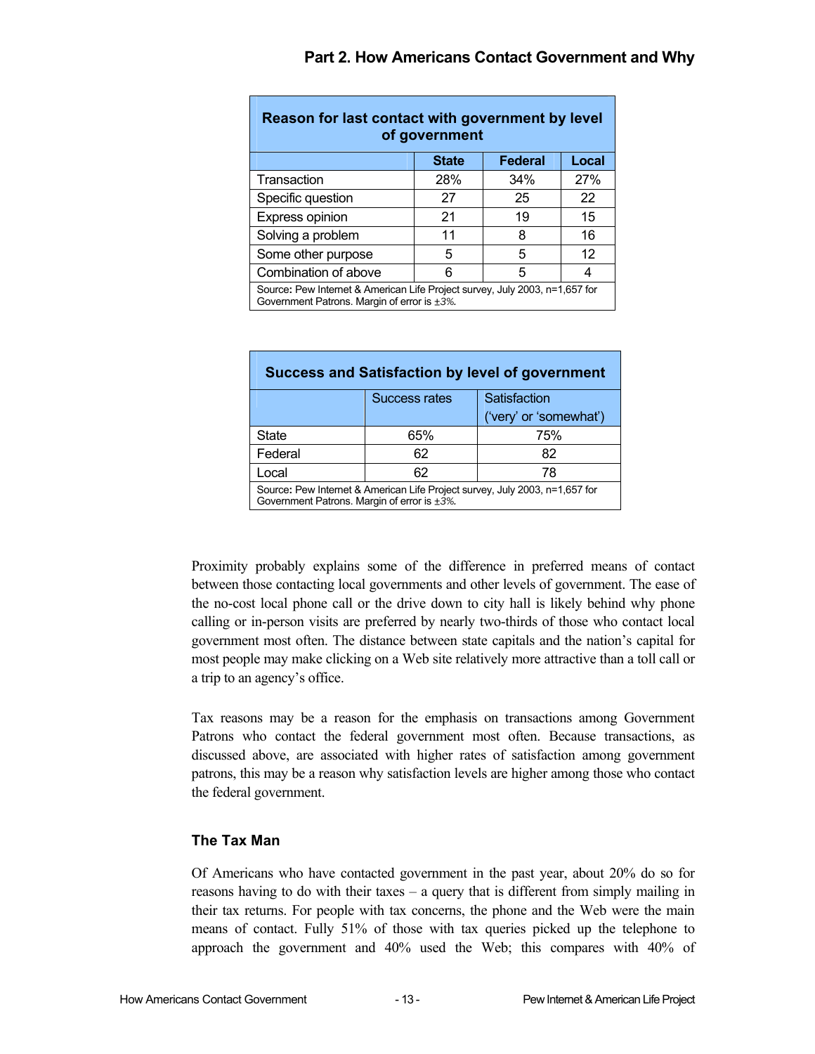**Reason for last contact with government by level of government**

| | State | Federal | Local |
|---|---|---|---|
| Transaction | 28% | 34% | 27% |
| Specific question | 27 | 25 | 22 |
| Express opinion | 21 | 19 | 15 |
| Solving a problem | 11 | 8 | 16 |
| Some other purpose | 5 | 5 | 12 |
| Combination of above | 6 | 5 | 4 |

Source: Pew Internet & American Life Project survey, July 2003, n=1,657 for Government Patrons. Margin of error is ±3%.

**Success and Satisfaction by level of government**

| | Success rates | Satisfaction ('very' or 'somewhat') |
|---|---|---|
| State | 65% | 75% |
| Federal | 62 | 82 |
| Local | 62 | 78 |

Source: Pew Internet & American Life Project survey, July 2003, n=1,657 for Government Patrons. Margin of error is ±3%.

Proximity probably explains some of the difference in preferred means of contact between those contacting local governments and other levels of government. The ease of the no-cost local phone call or the drive down to city hall is likely behind why phone calling or in-person visits are preferred by nearly two-thirds of those who contact local government most often. The distance between state capitals and the nation's capital for most people may make clicking on a Web site relatively more attractive than a toll call or a trip to an agency's office.

Tax reasons may be a reason for the emphasis on transactions among Government Patrons who contact the federal government most often. Because transactions, as discussed above, are associated with higher rates of satisfaction among government patrons, this may be a reason why satisfaction levels are higher among those who contact the federal government.

### The Tax Man

Of Americans who have contacted government in the past year, about 20% do so for reasons having to do with their taxes – a query that is different from simply mailing in their tax returns. For people with tax concerns, the phone and the Web were the main means of contact. Fully 51% of those with tax queries picked up the telephone to approach the government and 40% used the Web; this compares with 40% of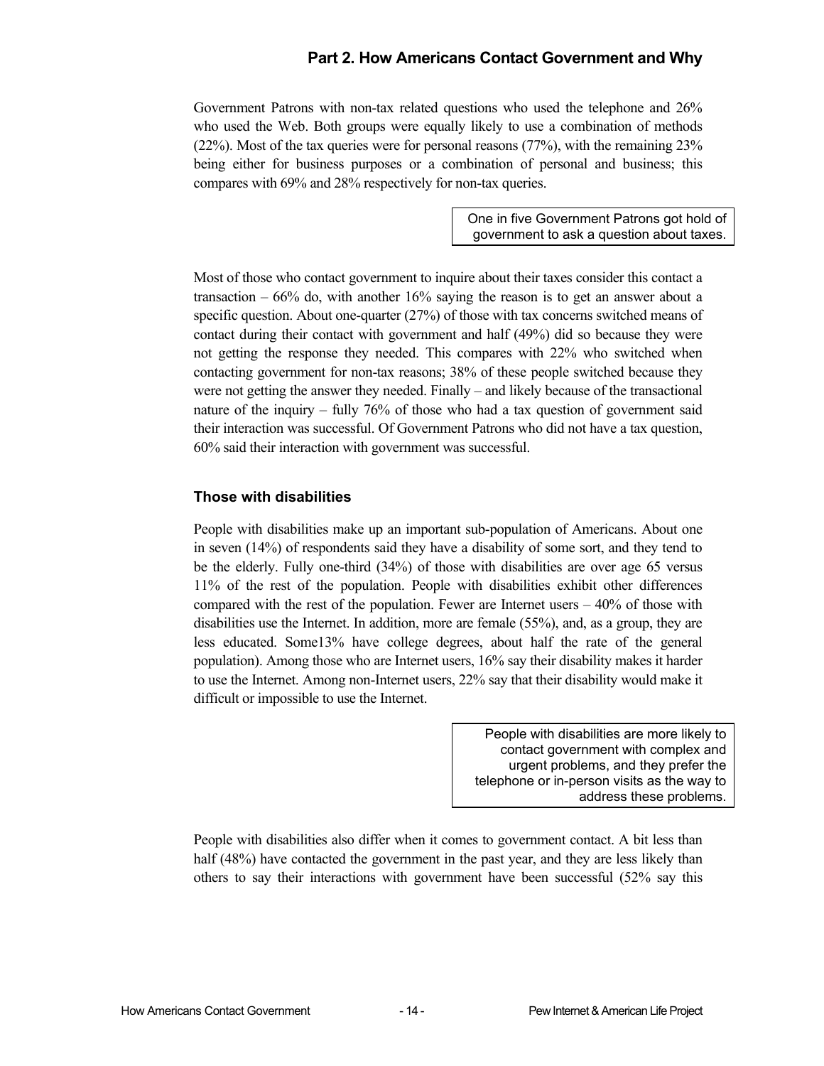Government Patrons with non-tax related questions who used the telephone and 26% who used the Web. Both groups were equally likely to use a combination of methods (22%). Most of the tax queries were for personal reasons (77%), with the remaining 23% being either for business purposes or a combination of personal and business; this compares with 69% and 28% respectively for non-tax queries.

> One in five Government Patrons got hold of government to ask a question about taxes.

Most of those who contact government to inquire about their taxes consider this contact a transaction – 66% do, with another 16% saying the reason is to get an answer about a specific question. About one-quarter (27%) of those with tax concerns switched means of contact during their contact with government and half (49%) did so because they were not getting the response they needed. This compares with 22% who switched when contacting government for non-tax reasons; 38% of these people switched because they were not getting the answer they needed. Finally – and likely because of the transactional nature of the inquiry – fully 76% of those who had a tax question of government said their interaction was successful. Of Government Patrons who did not have a tax question, 60% said their interaction with government was successful.

### Those with disabilities

People with disabilities make up an important sub-population of Americans. About one in seven (14%) of respondents said they have a disability of some sort, and they tend to be the elderly. Fully one-third (34%) of those with disabilities are over age 65 versus 11% of the rest of the population. People with disabilities exhibit other differences compared with the rest of the population. Fewer are Internet users – 40% of those with disabilities use the Internet. In addition, more are female (55%), and, as a group, they are less educated. Some13% have college degrees, about half the rate of the general population). Among those who are Internet users, 16% say their disability makes it harder to use the Internet. Among non-Internet users, 22% say that their disability would make it difficult or impossible to use the Internet.

> People with disabilities are more likely to contact government with complex and urgent problems, and they prefer the telephone or in-person visits as the way to address these problems.

People with disabilities also differ when it comes to government contact. A bit less than half (48%) have contacted the government in the past year, and they are less likely than others to say their interactions with government have been successful (52% say this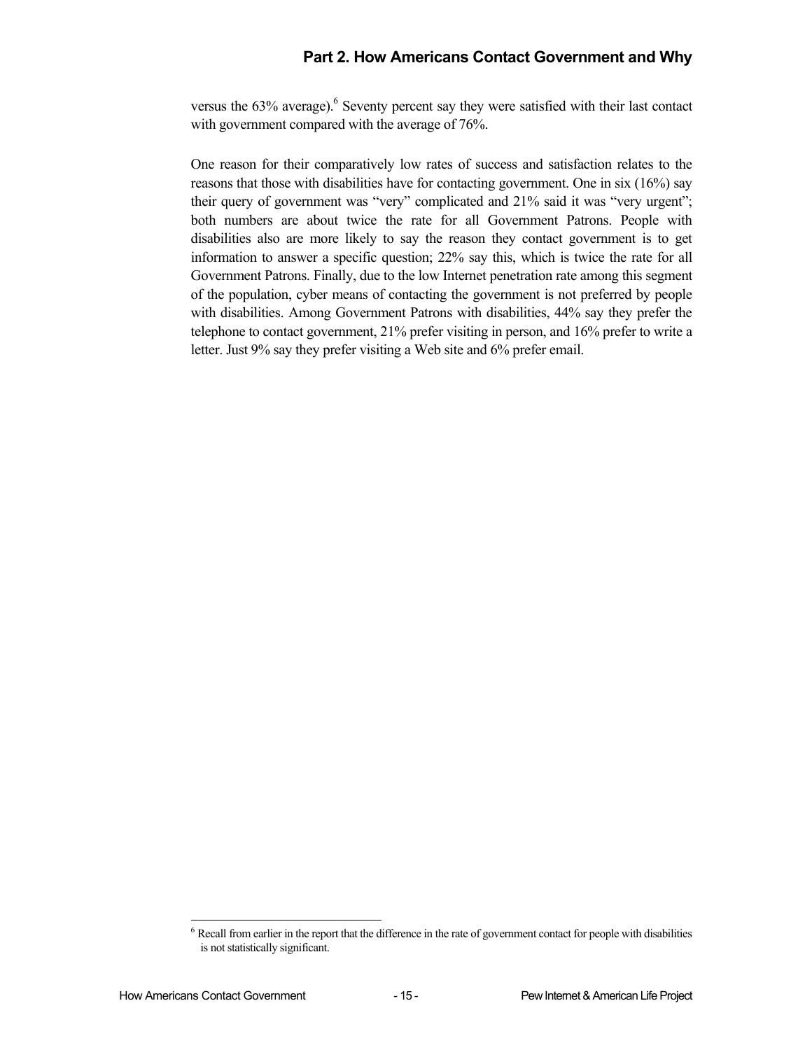versus the 63% average).[6] Seventy percent say they were satisfied with their last contact with government compared with the average of 76%.

One reason for their comparatively low rates of success and satisfaction relates to the reasons that those with disabilities have for contacting government. One in six (16%) say their query of government was "very" complicated and 21% said it was "very urgent"; both numbers are about twice the rate for all Government Patrons. People with disabilities also are more likely to say the reason they contact government is to get information to answer a specific question; 22% say this, which is twice the rate for all Government Patrons. Finally, due to the low Internet penetration rate among this segment of the population, cyber means of contacting the government is not preferred by people with disabilities. Among Government Patrons with disabilities, 44% say they prefer the telephone to contact government, 21% prefer visiting in person, and 16% prefer to write a letter. Just 9% say they prefer visiting a Web site and 6% prefer email.

---

[6] Recall from earlier in the report that the difference in the rate of government contact for people with disabilities is not statistically significant.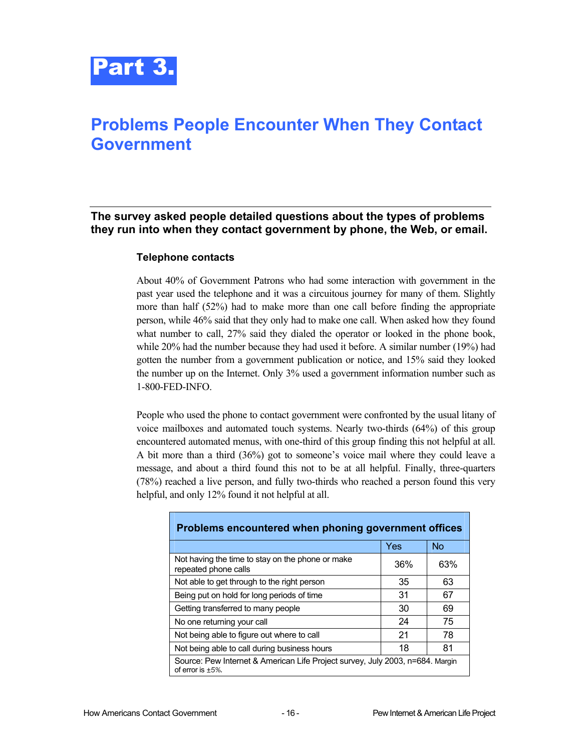# Part 3.

## Problems People Encounter When They Contact Government

**The survey asked people detailed questions about the types of problems they run into when they contact government by phone, the Web, or email.**

### Telephone contacts

About 40% of Government Patrons who had some interaction with government in the past year used the telephone and it was a circuitous journey for many of them. Slightly more than half (52%) had to make more than one call before finding the appropriate person, while 46% said that they only had to make one call. When asked how they found what number to call, 27% said they dialed the operator or looked in the phone book, while 20% had the number because they had used it before. A similar number (19%) had gotten the number from a government publication or notice, and 15% said they looked the number up on the Internet. Only 3% used a government information number such as 1-800-FED-INFO.

People who used the phone to contact government were confronted by the usual litany of voice mailboxes and automated touch systems. Nearly two-thirds (64%) of this group encountered automated menus, with one-third of this group finding this not helpful at all. A bit more than a third (36%) got to someone's voice mail where they could leave a message, and about a third found this not to be at all helpful. Finally, three-quarters (78%) reached a live person, and fully two-thirds who reached a person found this very helpful, and only 12% found it not helpful at all.

**Problems encountered when phoning government offices**

| | Yes | No |
|---|---|---|
| Not having the time to stay on the phone or make repeated phone calls | 36% | 63% |
| Not able to get through to the right person | 35 | 63 |
| Being put on hold for long periods of time | 31 | 67 |
| Getting transferred to many people | 30 | 69 |
| No one returning your call | 24 | 75 |
| Not being able to figure out where to call | 21 | 78 |
| Not being able to call during business hours | 18 | 81 |

Source: Pew Internet & American Life Project survey, July 2003, n=684. Margin of error is ±5%.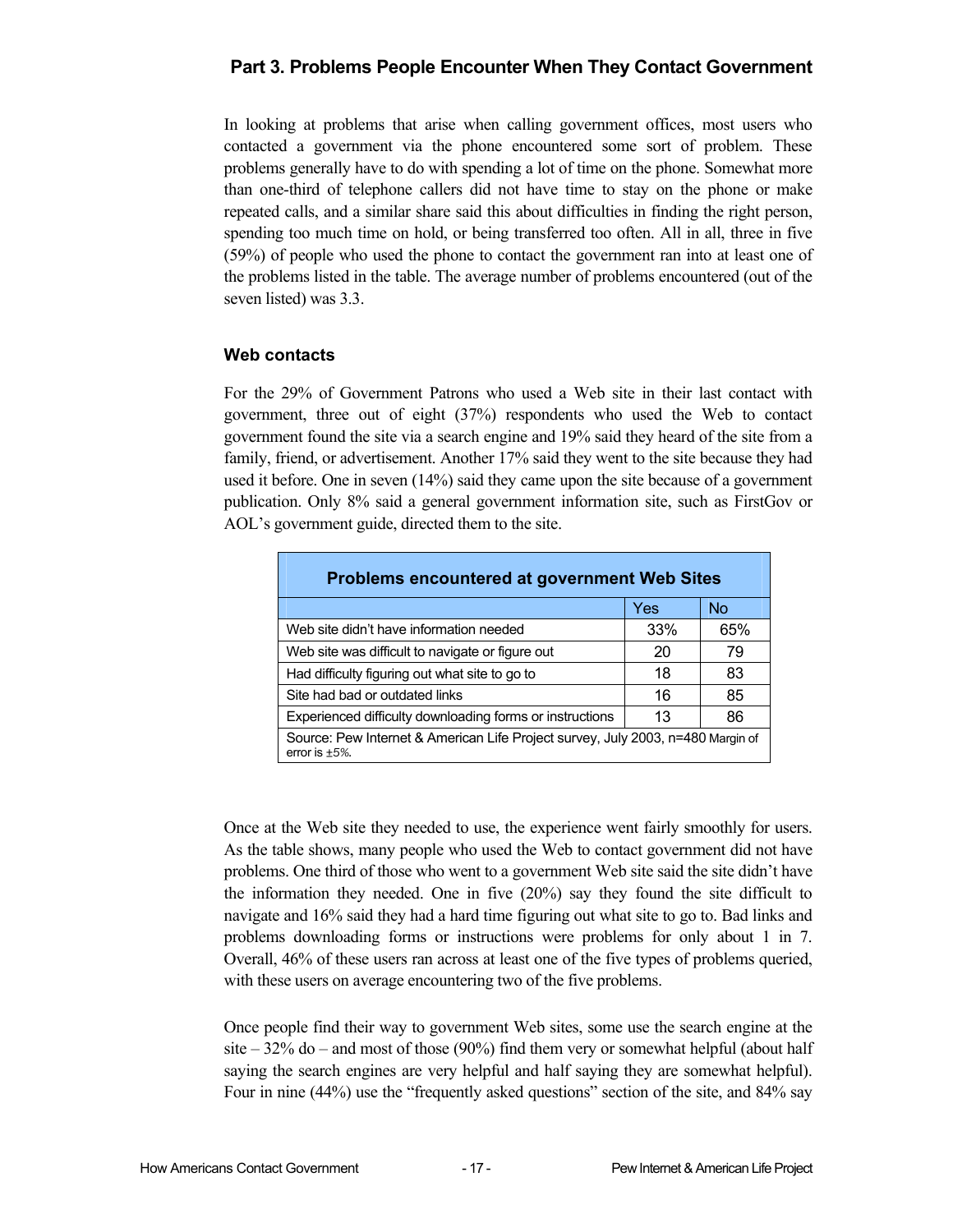## Part 3. Problems People Encounter When They Contact Government

In looking at problems that arise when calling government offices, most users who contacted a government via the phone encountered some sort of problem. These problems generally have to do with spending a lot of time on the phone. Somewhat more than one-third of telephone callers did not have time to stay on the phone or make repeated calls, and a similar share said this about difficulties in finding the right person, spending too much time on hold, or being transferred too often. All in all, three in five (59%) of people who used the phone to contact the government ran into at least one of the problems listed in the table. The average number of problems encountered (out of the seven listed) was 3.3.

### Web contacts

For the 29% of Government Patrons who used a Web site in their last contact with government, three out of eight (37%) respondents who used the Web to contact government found the site via a search engine and 19% said they heard of the site from a family, friend, or advertisement. Another 17% said they went to the site because they had used it before. One in seven (14%) said they came upon the site because of a government publication. Only 8% said a general government information site, such as FirstGov or AOL's government guide, directed them to the site.

**Problems encountered at government Web Sites**

| | Yes | No |
|---|---|---|
| Web site didn't have information needed | 33% | 65% |
| Web site was difficult to navigate or figure out | 20 | 79 |
| Had difficulty figuring out what site to go to | 18 | 83 |
| Site had bad or outdated links | 16 | 85 |
| Experienced difficulty downloading forms or instructions | 13 | 86 |

Source: Pew Internet & American Life Project survey, July 2003, n=480 Margin of error is ±5%.

Once at the Web site they needed to use, the experience went fairly smoothly for users. As the table shows, many people who used the Web to contact government did not have problems. One third of those who went to a government Web site said the site didn't have the information they needed. One in five (20%) say they found the site difficult to navigate and 16% said they had a hard time figuring out what site to go to. Bad links and problems downloading forms or instructions were problems for only about 1 in 7. Overall, 46% of these users ran across at least one of the five types of problems queried, with these users on average encountering two of the five problems.

Once people find their way to government Web sites, some use the search engine at the site – 32% do – and most of those (90%) find them very or somewhat helpful (about half saying the search engines are very helpful and half saying they are somewhat helpful). Four in nine (44%) use the "frequently asked questions" section of the site, and 84% say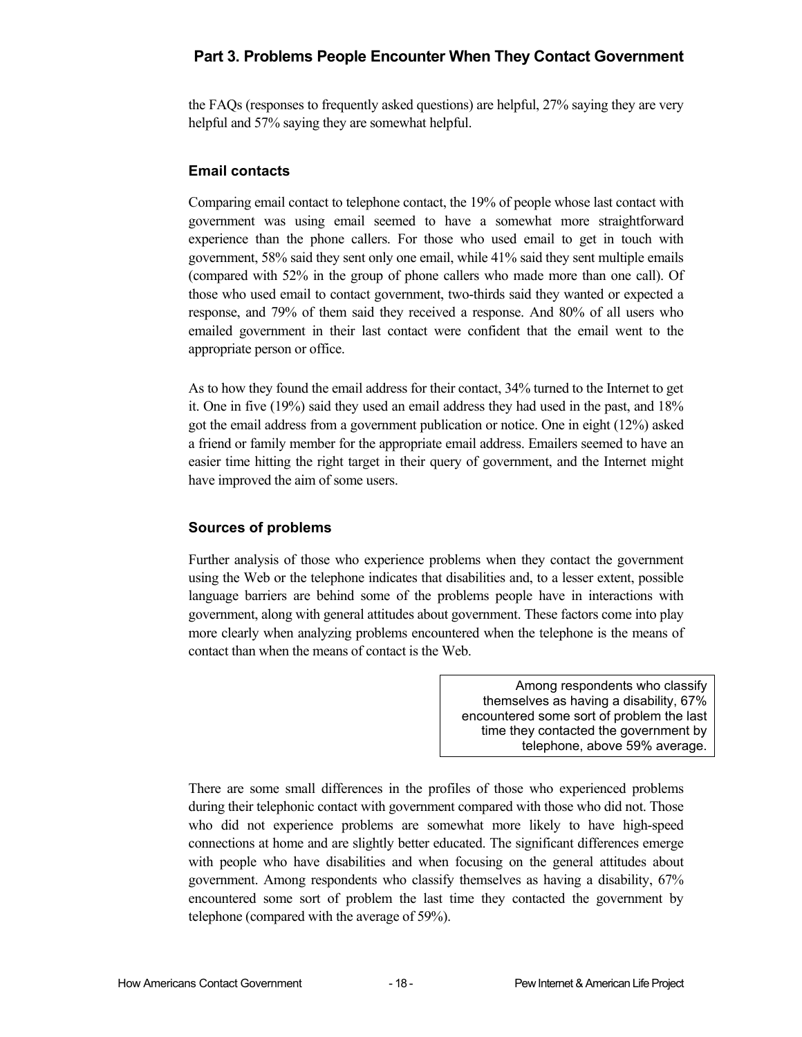the FAQs (responses to frequently asked questions) are helpful, 27% saying they are very helpful and 57% saying they are somewhat helpful.

### Email contacts

Comparing email contact to telephone contact, the 19% of people whose last contact with government was using email seemed to have a somewhat more straightforward experience than the phone callers. For those who used email to get in touch with government, 58% said they sent only one email, while 41% said they sent multiple emails (compared with 52% in the group of phone callers who made more than one call). Of those who used email to contact government, two-thirds said they wanted or expected a response, and 79% of them said they received a response. And 80% of all users who emailed government in their last contact were confident that the email went to the appropriate person or office.

As to how they found the email address for their contact, 34% turned to the Internet to get it. One in five (19%) said they used an email address they had used in the past, and 18% got the email address from a government publication or notice. One in eight (12%) asked a friend or family member for the appropriate email address. Emailers seemed to have an easier time hitting the right target in their query of government, and the Internet might have improved the aim of some users.

### Sources of problems

Further analysis of those who experience problems when they contact the government using the Web or the telephone indicates that disabilities and, to a lesser extent, possible language barriers are behind some of the problems people have in interactions with government, along with general attitudes about government. These factors come into play more clearly when analyzing problems encountered when the telephone is the means of contact than when the means of contact is the Web.

> Among respondents who classify themselves as having a disability, 67% encountered some sort of problem the last time they contacted the government by telephone, above 59% average.

There are some small differences in the profiles of those who experienced problems during their telephonic contact with government compared with those who did not. Those who did not experience problems are somewhat more likely to have high-speed connections at home and are slightly better educated. The significant differences emerge with people who have disabilities and when focusing on the general attitudes about government. Among respondents who classify themselves as having a disability, 67% encountered some sort of problem the last time they contacted the government by telephone (compared with the average of 59%).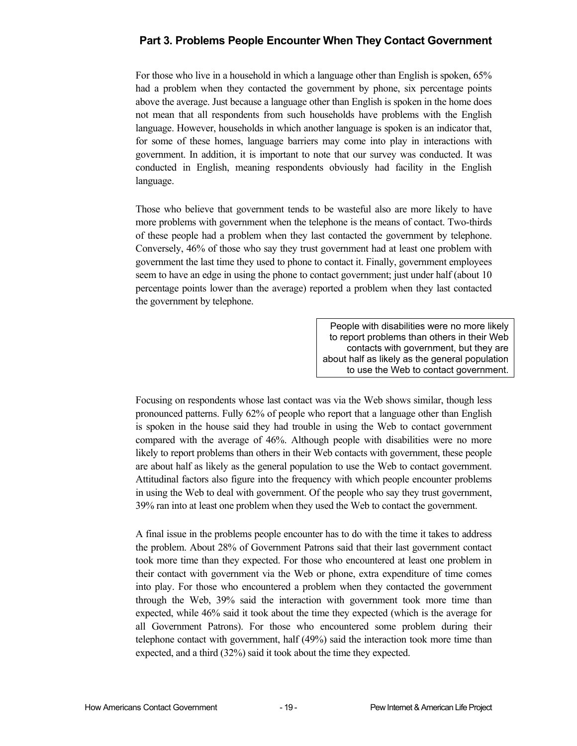## Part 3. Problems People Encounter When They Contact Government

For those who live in a household in which a language other than English is spoken, 65% had a problem when they contacted the government by phone, six percentage points above the average. Just because a language other than English is spoken in the home does not mean that all respondents from such households have problems with the English language. However, households in which another language is spoken is an indicator that, for some of these homes, language barriers may come into play in interactions with government. In addition, it is important to note that our survey was conducted. It was conducted in English, meaning respondents obviously had facility in the English language.

Those who believe that government tends to be wasteful also are more likely to have more problems with government when the telephone is the means of contact. Two-thirds of these people had a problem when they last contacted the government by telephone. Conversely, 46% of those who say they trust government had at least one problem with government the last time they used to phone to contact it. Finally, government employees seem to have an edge in using the phone to contact government; just under half (about 10 percentage points lower than the average) reported a problem when they last contacted the government by telephone.

> People with disabilities were no more likely to report problems than others in their Web contacts with government, but they are about half as likely as the general population to use the Web to contact government.

Focusing on respondents whose last contact was via the Web shows similar, though less pronounced patterns. Fully 62% of people who report that a language other than English is spoken in the house said they had trouble in using the Web to contact government compared with the average of 46%. Although people with disabilities were no more likely to report problems than others in their Web contacts with government, these people are about half as likely as the general population to use the Web to contact government. Attitudinal factors also figure into the frequency with which people encounter problems in using the Web to deal with government. Of the people who say they trust government, 39% ran into at least one problem when they used the Web to contact the government.

A final issue in the problems people encounter has to do with the time it takes to address the problem. About 28% of Government Patrons said that their last government contact took more time than they expected. For those who encountered at least one problem in their contact with government via the Web or phone, extra expenditure of time comes into play. For those who encountered a problem when they contacted the government through the Web, 39% said the interaction with government took more time than expected, while 46% said it took about the time they expected (which is the average for all Government Patrons). For those who encountered some problem during their telephone contact with government, half (49%) said the interaction took more time than expected, and a third (32%) said it took about the time they expected.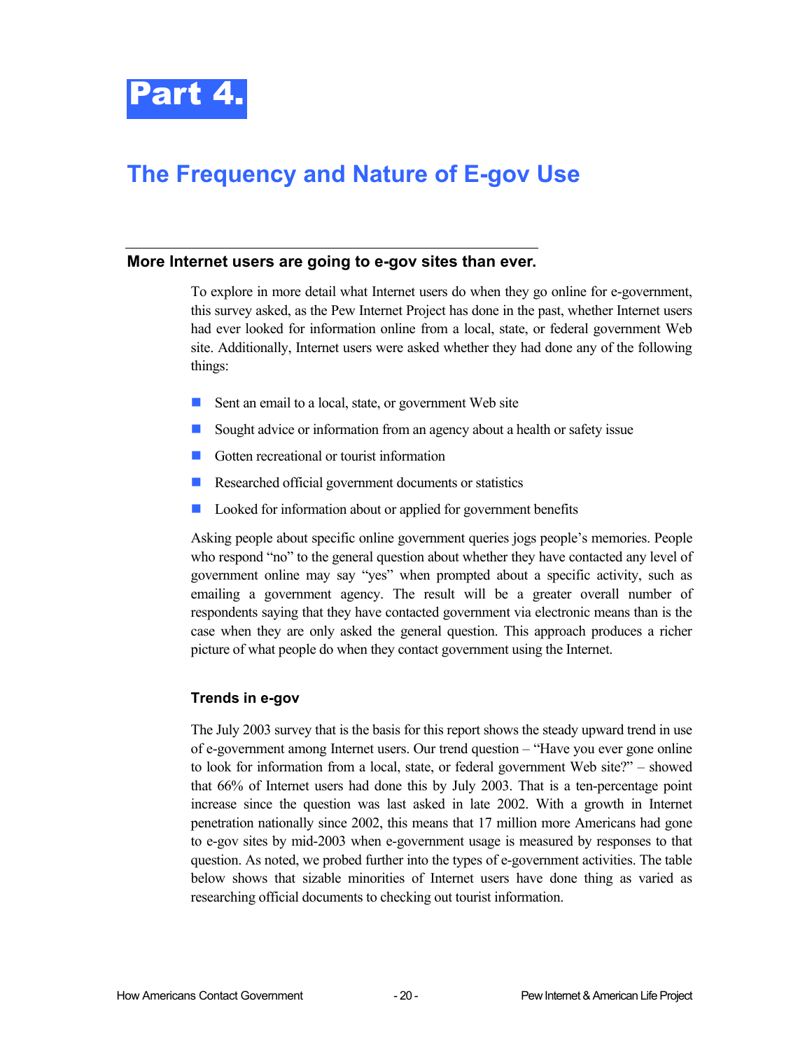# Part 4.

## The Frequency and Nature of E-gov Use

### More Internet users are going to e-gov sites than ever.

To explore in more detail what Internet users do when they go online for e-government, this survey asked, as the Pew Internet Project has done in the past, whether Internet users had ever looked for information online from a local, state, or federal government Web site. Additionally, Internet users were asked whether they had done any of the following things:

- Sent an email to a local, state, or government Web site
- Sought advice or information from an agency about a health or safety issue
- Gotten recreational or tourist information
- Researched official government documents or statistics
- Looked for information about or applied for government benefits

Asking people about specific online government queries jogs people's memories. People who respond "no" to the general question about whether they have contacted any level of government online may say "yes" when prompted about a specific activity, such as emailing a government agency. The result will be a greater overall number of respondents saying that they have contacted government via electronic means than is the case when they are only asked the general question. This approach produces a richer picture of what people do when they contact government using the Internet.

#### Trends in e-gov

The July 2003 survey that is the basis for this report shows the steady upward trend in use of e-government among Internet users. Our trend question – "Have you ever gone online to look for information from a local, state, or federal government Web site?" – showed that 66% of Internet users had done this by July 2003. That is a ten-percentage point increase since the question was last asked in late 2002. With a growth in Internet penetration nationally since 2002, this means that 17 million more Americans had gone to e-gov sites by mid-2003 when e-government usage is measured by responses to that question. As noted, we probed further into the types of e-government activities. The table below shows that sizable minorities of Internet users have done thing as varied as researching official documents to checking out tourist information.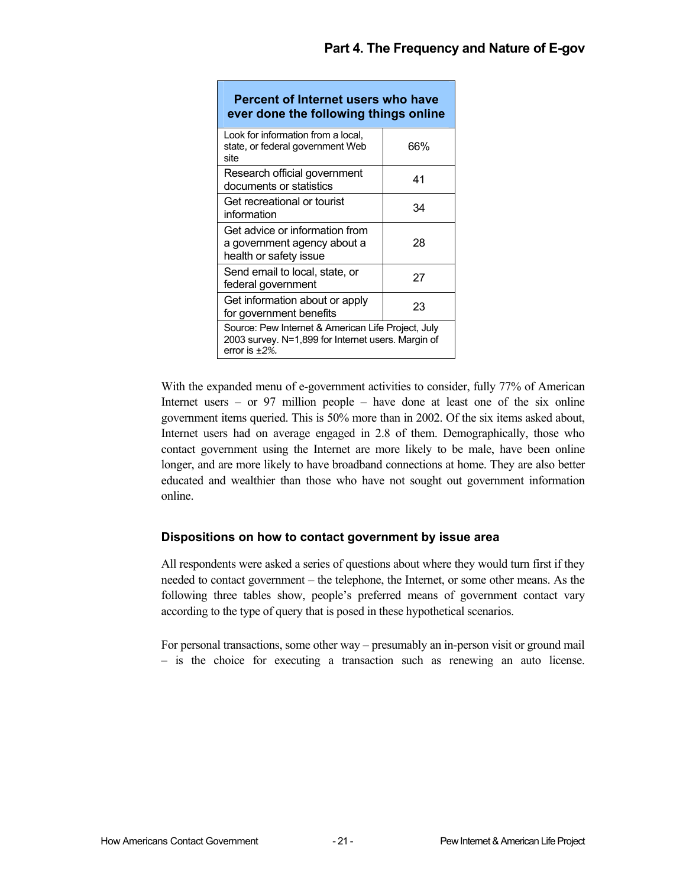| Percent of Internet users who have ever done the following things online | |
|---|---|
| Look for information from a local, state, or federal government Web site | 66% |
| Research official government documents or statistics | 41 |
| Get recreational or tourist information | 34 |
| Get advice or information from a government agency about a health or safety issue | 28 |
| Send email to local, state, or federal government | 27 |
| Get information about or apply for government benefits | 23 |
| Source: Pew Internet & American Life Project, July 2003 survey. N=1,899 for Internet users. Margin of error is ±*2%*. | |

With the expanded menu of e-government activities to consider, fully 77% of American Internet users – or 97 million people – have done at least one of the six online government items queried. This is 50% more than in 2002. Of the six items asked about, Internet users had on average engaged in 2.8 of them. Demographically, those who contact government using the Internet are more likely to be male, have been online longer, and are more likely to have broadband connections at home. They are also better educated and wealthier than those who have not sought out government information online.

### Dispositions on how to contact government by issue area

All respondents were asked a series of questions about where they would turn first if they needed to contact government – the telephone, the Internet, or some other means. As the following three tables show, people's preferred means of government contact vary according to the type of query that is posed in these hypothetical scenarios.

For personal transactions, some other way – presumably an in-person visit or ground mail – is the choice for executing a transaction such as renewing an auto license.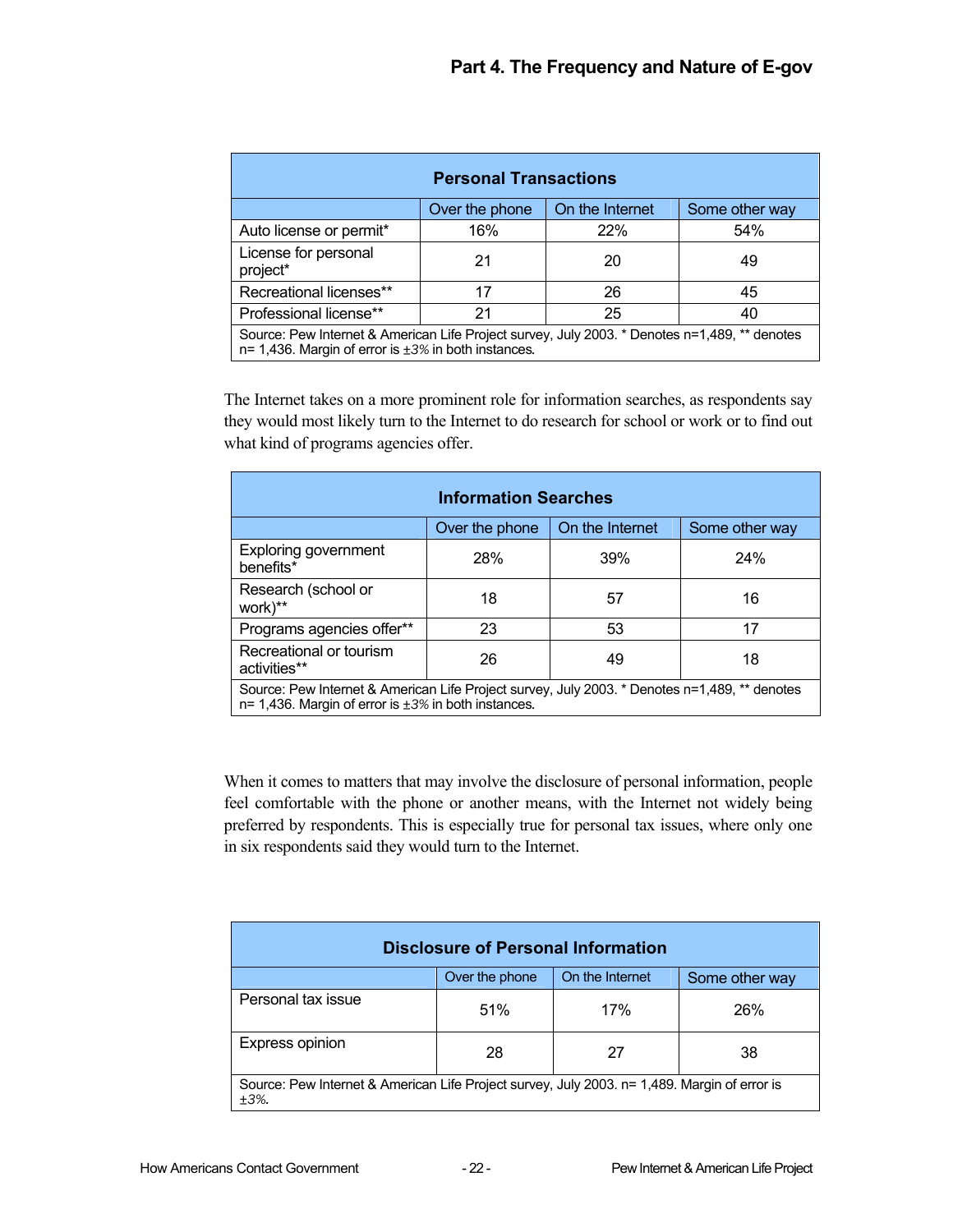| Personal Transactions | | | |
|---|---|---|---|
| | Over the phone | On the Internet | Some other way |
| Auto license or permit* | 16% | 22% | 54% |
| License for personal project* | 21 | 20 | 49 |
| Recreational licenses** | 17 | 26 | 45 |
| Professional license** | 21 | 25 | 40 |
| Source: Pew Internet & American Life Project survey, July 2003. * Denotes n=1,489, ** denotes n= 1,436. Margin of error is ±3% in both instances. | | | |

The Internet takes on a more prominent role for information searches, as respondents say they would most likely turn to the Internet to do research for school or work or to find out what kind of programs agencies offer.

| Information Searches | | | |
|---|---|---|---|
| | Over the phone | On the Internet | Some other way |
| Exploring government benefits* | 28% | 39% | 24% |
| Research (school or work)** | 18 | 57 | 16 |
| Programs agencies offer** | 23 | 53 | 17 |
| Recreational or tourism activities** | 26 | 49 | 18 |
| Source: Pew Internet & American Life Project survey, July 2003. * Denotes n=1,489, ** denotes n= 1,436. Margin of error is ±3% in both instances. | | | |

When it comes to matters that may involve the disclosure of personal information, people feel comfortable with the phone or another means, with the Internet not widely being preferred by respondents. This is especially true for personal tax issues, where only one in six respondents said they would turn to the Internet.

| Disclosure of Personal Information | | | |
|---|---|---|---|
| | Over the phone | On the Internet | Some other way |
| Personal tax issue | 51% | 17% | 26% |
| Express opinion | 28 | 27 | 38 |
| Source: Pew Internet & American Life Project survey, July 2003. n= 1,489. Margin of error is ±3%. | | | |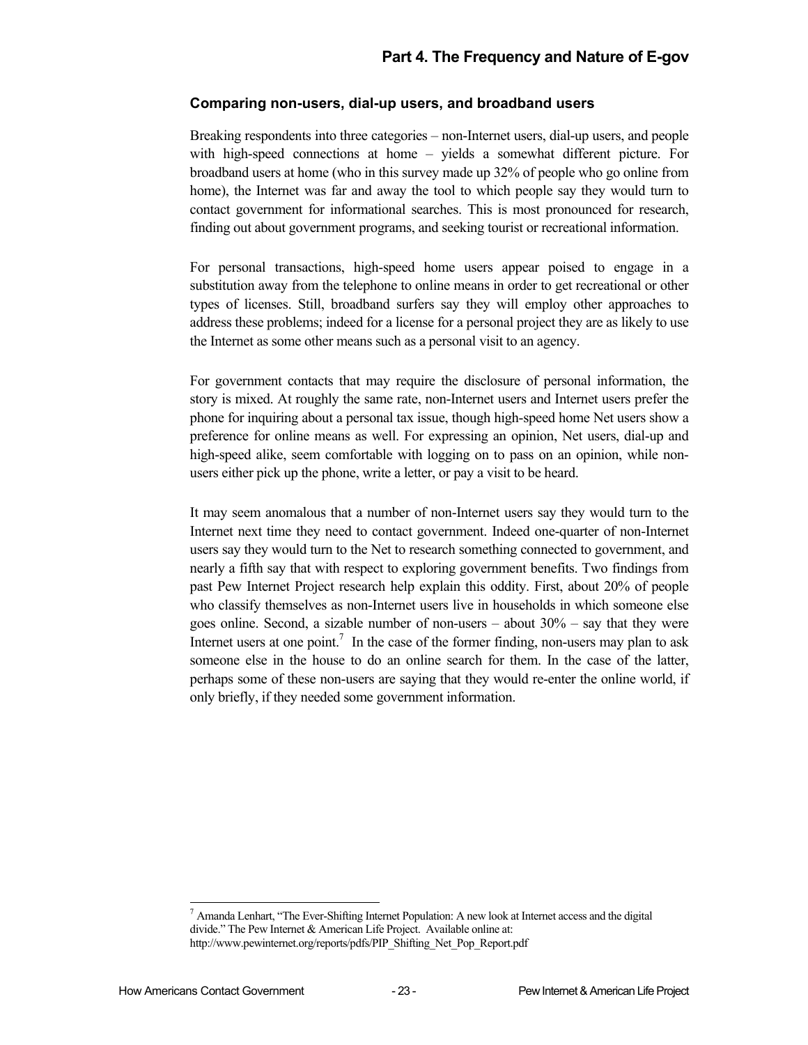## Comparing non-users, dial-up users, and broadband users

Breaking respondents into three categories – non-Internet users, dial-up users, and people with high-speed connections at home – yields a somewhat different picture. For broadband users at home (who in this survey made up 32% of people who go online from home), the Internet was far and away the tool to which people say they would turn to contact government for informational searches. This is most pronounced for research, finding out about government programs, and seeking tourist or recreational information.

For personal transactions, high-speed home users appear poised to engage in a substitution away from the telephone to online means in order to get recreational or other types of licenses. Still, broadband surfers say they will employ other approaches to address these problems; indeed for a license for a personal project they are as likely to use the Internet as some other means such as a personal visit to an agency.

For government contacts that may require the disclosure of personal information, the story is mixed. At roughly the same rate, non-Internet users and Internet users prefer the phone for inquiring about a personal tax issue, though high-speed home Net users show a preference for online means as well. For expressing an opinion, Net users, dial-up and high-speed alike, seem comfortable with logging on to pass on an opinion, while non-users either pick up the phone, write a letter, or pay a visit to be heard.

It may seem anomalous that a number of non-Internet users say they would turn to the Internet next time they need to contact government. Indeed one-quarter of non-Internet users say they would turn to the Net to research something connected to government, and nearly a fifth say that with respect to exploring government benefits. Two findings from past Pew Internet Project research help explain this oddity. First, about 20% of people who classify themselves as non-Internet users live in households in which someone else goes online. Second, a sizable number of non-users – about 30% – say that they were Internet users at one point.[7] In the case of the former finding, non-users may plan to ask someone else in the house to do an online search for them. In the case of the latter, perhaps some of these non-users are saying that they would re-enter the online world, if only briefly, if they needed some government information.

---

[7] Amanda Lenhart, "The Ever-Shifting Internet Population: A new look at Internet access and the digital divide." The Pew Internet & American Life Project. Available online at: http://www.pewinternet.org/reports/pdfs/PIP_Shifting_Net_Pop_Report.pdf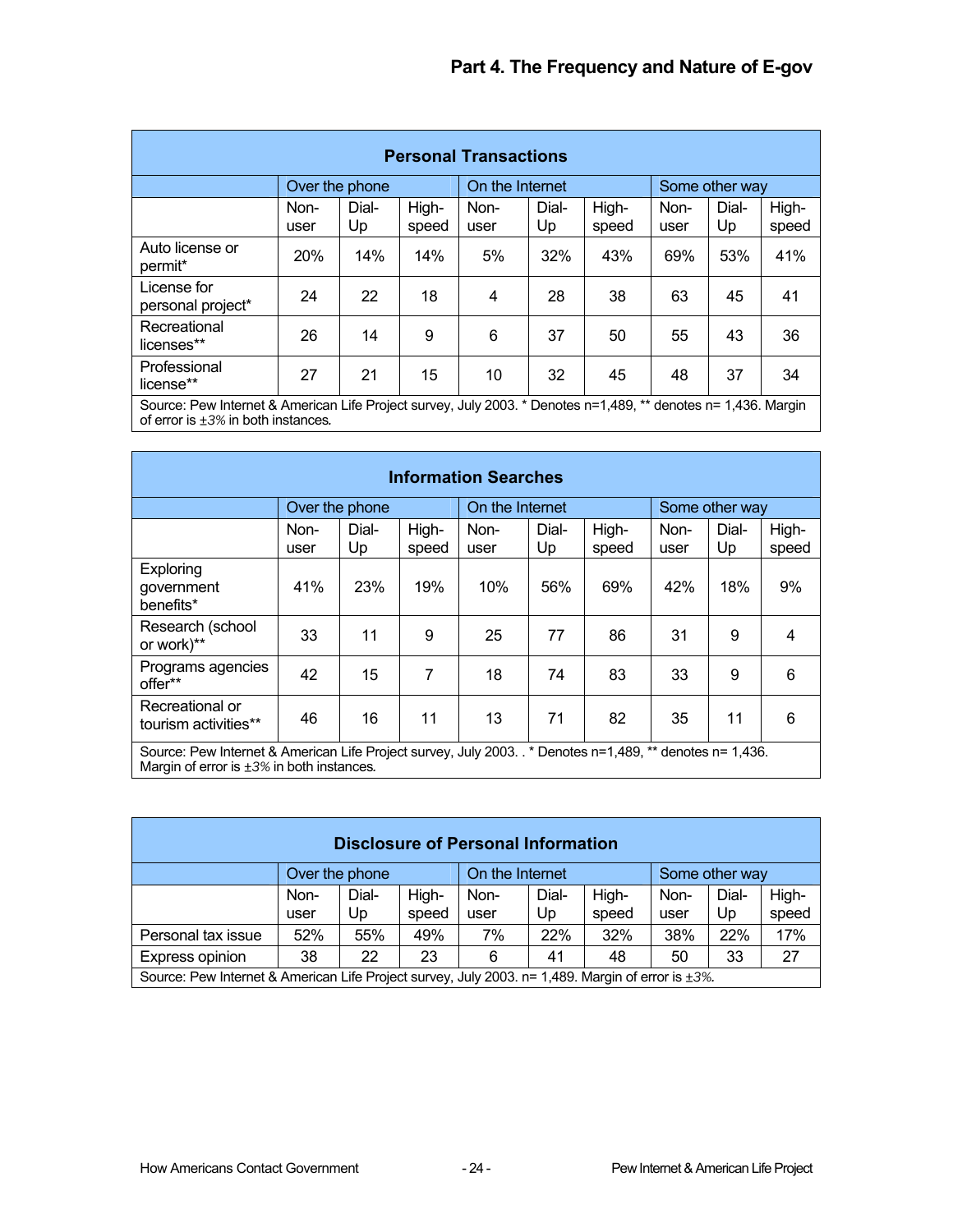## Part 4. The Frequency and Nature of E-gov

| Personal Transactions | | | | | | | | | |
|---|---|---|---|---|---|---|---|---|---|
| | Over the phone | | | On the Internet | | | Some other way | | |
| | Non-user | Dial-Up | High-speed | Non-user | Dial-Up | High-speed | Non-user | Dial-Up | High-speed |
| Auto license or permit* | 20% | 14% | 14% | 5% | 32% | 43% | 69% | 53% | 41% |
| License for personal project* | 24 | 22 | 18 | 4 | 28 | 38 | 63 | 45 | 41 |
| Recreational licenses** | 26 | 14 | 9 | 6 | 37 | 50 | 55 | 43 | 36 |
| Professional license** | 27 | 21 | 15 | 10 | 32 | 45 | 48 | 37 | 34 |

Source: Pew Internet & American Life Project survey, July 2003. * Denotes n=1,489, ** denotes n= 1,436. Margin of error is ±3% in both instances.

| Information Searches | | | | | | | | | |
|---|---|---|---|---|---|---|---|---|---|
| | Over the phone | | | On the Internet | | | Some other way | | |
| | Non-user | Dial-Up | High-speed | Non-user | Dial-Up | High-speed | Non-user | Dial-Up | High-speed |
| Exploring government benefits* | 41% | 23% | 19% | 10% | 56% | 69% | 42% | 18% | 9% |
| Research (school or work)** | 33 | 11 | 9 | 25 | 77 | 86 | 31 | 9 | 4 |
| Programs agencies offer** | 42 | 15 | 7 | 18 | 74 | 83 | 33 | 9 | 6 |
| Recreational or tourism activities** | 46 | 16 | 11 | 13 | 71 | 82 | 35 | 11 | 6 |

Source: Pew Internet & American Life Project survey, July 2003. . * Denotes n=1,489, ** denotes n= 1,436. Margin of error is ±3% in both instances.

| Disclosure of Personal Information | | | | | | | | | |
|---|---|---|---|---|---|---|---|---|---|
| | Over the phone | | | On the Internet | | | Some other way | | |
| | Non-user | Dial-Up | High-speed | Non-user | Dial-Up | High-speed | Non-user | Dial-Up | High-speed |
| Personal tax issue | 52% | 55% | 49% | 7% | 22% | 32% | 38% | 22% | 17% |
| Express opinion | 38 | 22 | 23 | 6 | 41 | 48 | 50 | 33 | 27 |

Source: Pew Internet & American Life Project survey, July 2003. n= 1,489. Margin of error is ±3%.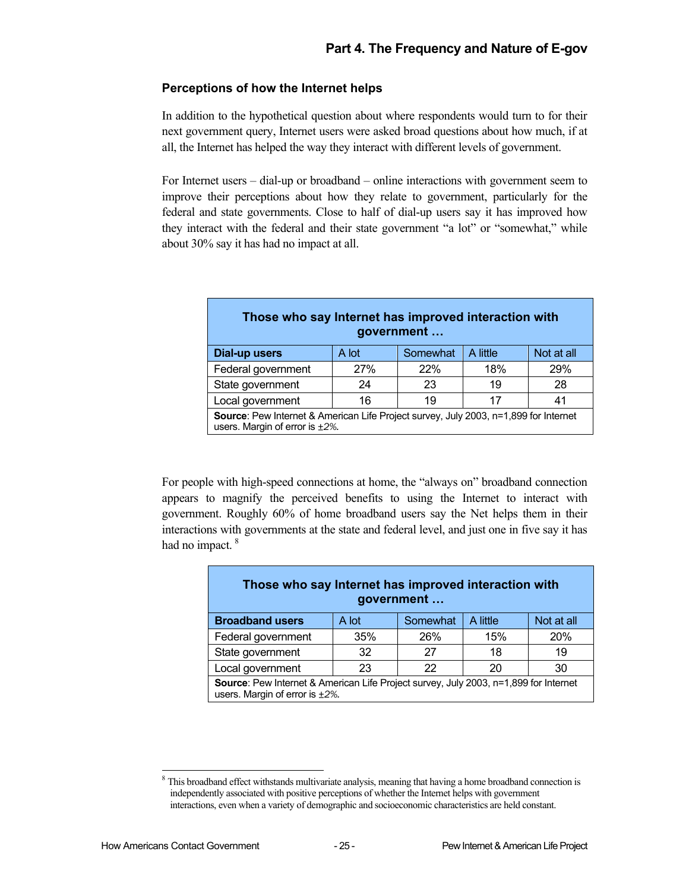## Part 4. The Frequency and Nature of E-gov

### Perceptions of how the Internet helps

In addition to the hypothetical question about where respondents would turn to for their next government query, Internet users were asked broad questions about how much, if at all, the Internet has helped the way they interact with different levels of government.

For Internet users – dial-up or broadband – online interactions with government seem to improve their perceptions about how they relate to government, particularly for the federal and state governments. Close to half of dial-up users say it has improved how they interact with the federal and their state government "a lot" or "somewhat," while about 30% say it has had no impact at all.

**Those who say Internet has improved interaction with government …**

| **Dial-up users** | A lot | Somewhat | A little | Not at all |
|---|---|---|---|---|
| Federal government | 27% | 22% | 18% | 29% |
| State government | 24 | 23 | 19 | 28 |
| Local government | 16 | 19 | 17 | 41 |

**Source**: Pew Internet & American Life Project survey, July 2003, n=1,899 for Internet users. Margin of error is *±2%.*

For people with high-speed connections at home, the "always on" broadband connection appears to magnify the perceived benefits to using the Internet to interact with government. Roughly 60% of home broadband users say the Net helps them in their interactions with governments at the state and federal level, and just one in five say it has had no impact. [8]

**Those who say Internet has improved interaction with government …**

| **Broadband users** | A lot | Somewhat | A little | Not at all |
|---|---|---|---|---|
| Federal government | 35% | 26% | 15% | 20% |
| State government | 32 | 27 | 18 | 19 |
| Local government | 23 | 22 | 20 | 30 |

**Source**: Pew Internet & American Life Project survey, July 2003, n=1,899 for Internet users. Margin of error is *±2%.*

[8] This broadband effect withstands multivariate analysis, meaning that having a home broadband connection is independently associated with positive perceptions of whether the Internet helps with government interactions, even when a variety of demographic and socioeconomic characteristics are held constant.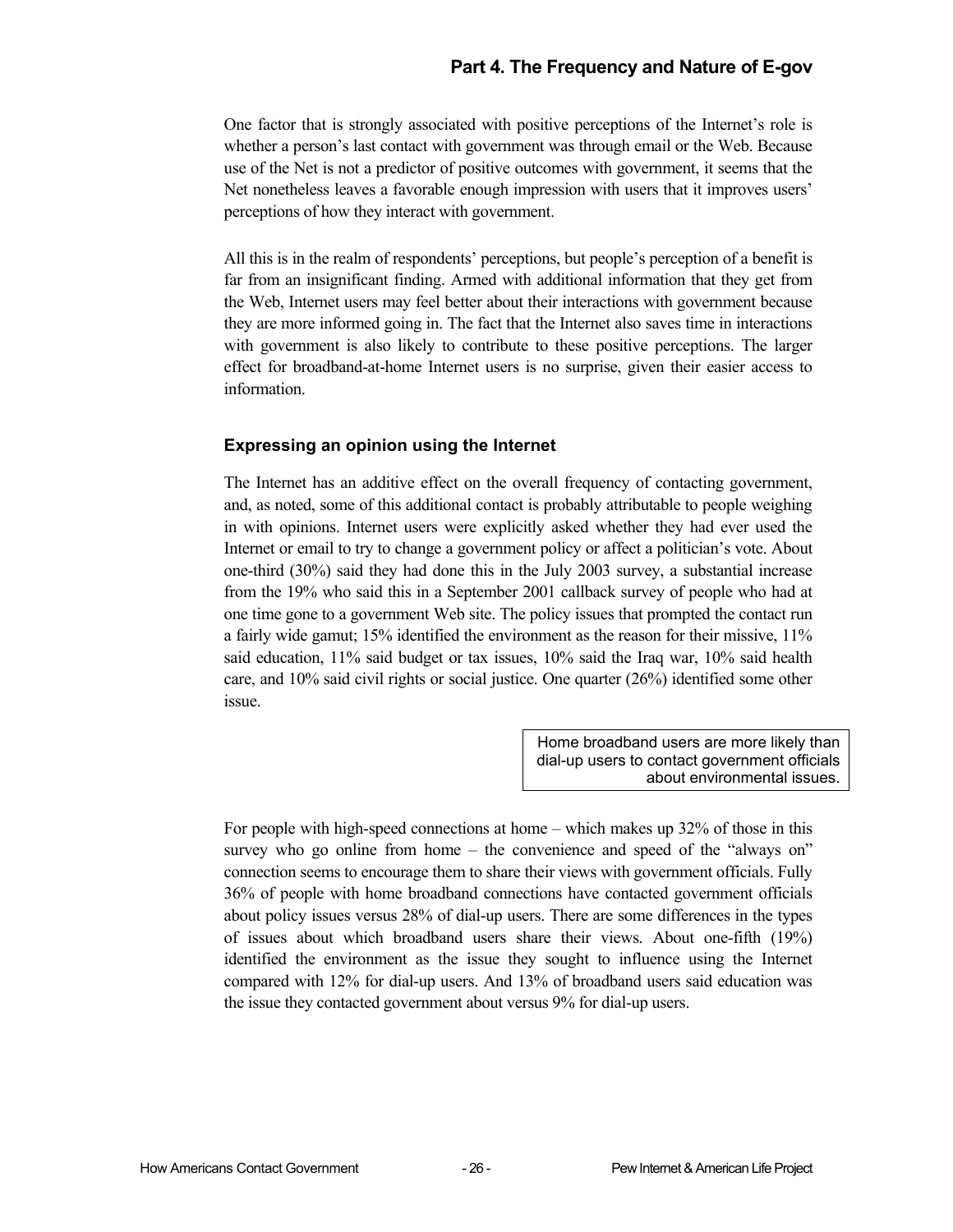One factor that is strongly associated with positive perceptions of the Internet's role is whether a person's last contact with government was through email or the Web. Because use of the Net is not a predictor of positive outcomes with government, it seems that the Net nonetheless leaves a favorable enough impression with users that it improves users' perceptions of how they interact with government.

All this is in the realm of respondents' perceptions, but people's perception of a benefit is far from an insignificant finding. Armed with additional information that they get from the Web, Internet users may feel better about their interactions with government because they are more informed going in. The fact that the Internet also saves time in interactions with government is also likely to contribute to these positive perceptions. The larger effect for broadband-at-home Internet users is no surprise, given their easier access to information.

### Expressing an opinion using the Internet

The Internet has an additive effect on the overall frequency of contacting government, and, as noted, some of this additional contact is probably attributable to people weighing in with opinions. Internet users were explicitly asked whether they had ever used the Internet or email to try to change a government policy or affect a politician's vote. About one-third (30%) said they had done this in the July 2003 survey, a substantial increase from the 19% who said this in a September 2001 callback survey of people who had at one time gone to a government Web site. The policy issues that prompted the contact run a fairly wide gamut; 15% identified the environment as the reason for their missive, 11% said education, 11% said budget or tax issues, 10% said the Iraq war, 10% said health care, and 10% said civil rights or social justice. One quarter (26%) identified some other issue.

> Home broadband users are more likely than dial-up users to contact government officials about environmental issues.

For people with high-speed connections at home – which makes up 32% of those in this survey who go online from home – the convenience and speed of the "always on" connection seems to encourage them to share their views with government officials. Fully 36% of people with home broadband connections have contacted government officials about policy issues versus 28% of dial-up users. There are some differences in the types of issues about which broadband users share their views. About one-fifth (19%) identified the environment as the issue they sought to influence using the Internet compared with 12% for dial-up users. And 13% of broadband users said education was the issue they contacted government about versus 9% for dial-up users.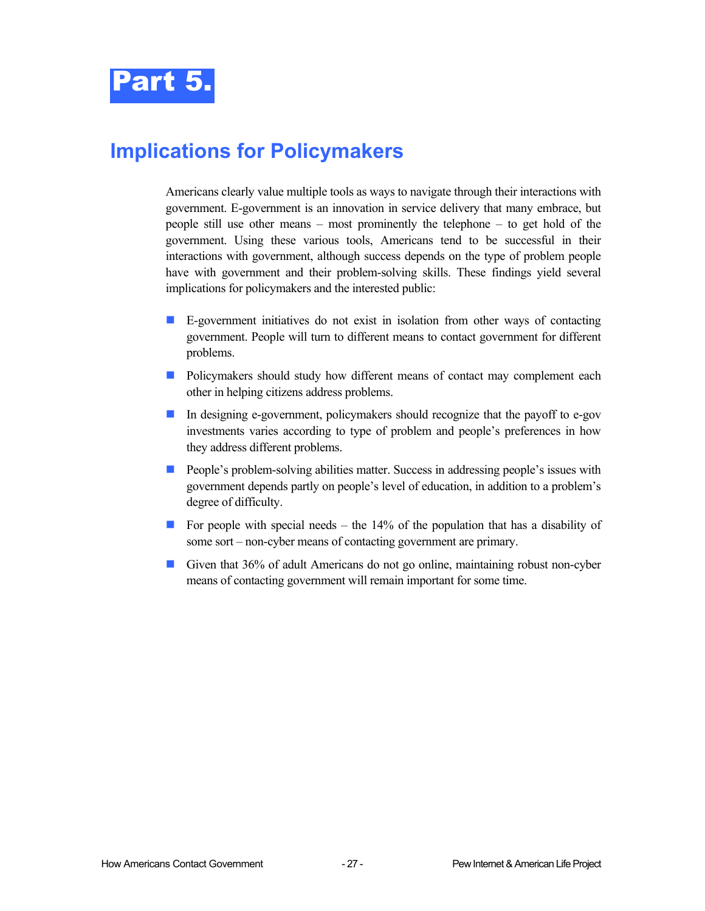# Part 5.

## Implications for Policymakers

Americans clearly value multiple tools as ways to navigate through their interactions with government. E-government is an innovation in service delivery that many embrace, but people still use other means – most prominently the telephone – to get hold of the government. Using these various tools, Americans tend to be successful in their interactions with government, although success depends on the type of problem people have with government and their problem-solving skills. These findings yield several implications for policymakers and the interested public:

- E-government initiatives do not exist in isolation from other ways of contacting government. People will turn to different means to contact government for different problems.
- Policymakers should study how different means of contact may complement each other in helping citizens address problems.
- In designing e-government, policymakers should recognize that the payoff to e-gov investments varies according to type of problem and people's preferences in how they address different problems.
- People's problem-solving abilities matter. Success in addressing people's issues with government depends partly on people's level of education, in addition to a problem's degree of difficulty.
- For people with special needs – the 14% of the population that has a disability of some sort – non-cyber means of contacting government are primary.
- Given that 36% of adult Americans do not go online, maintaining robust non-cyber means of contacting government will remain important for some time.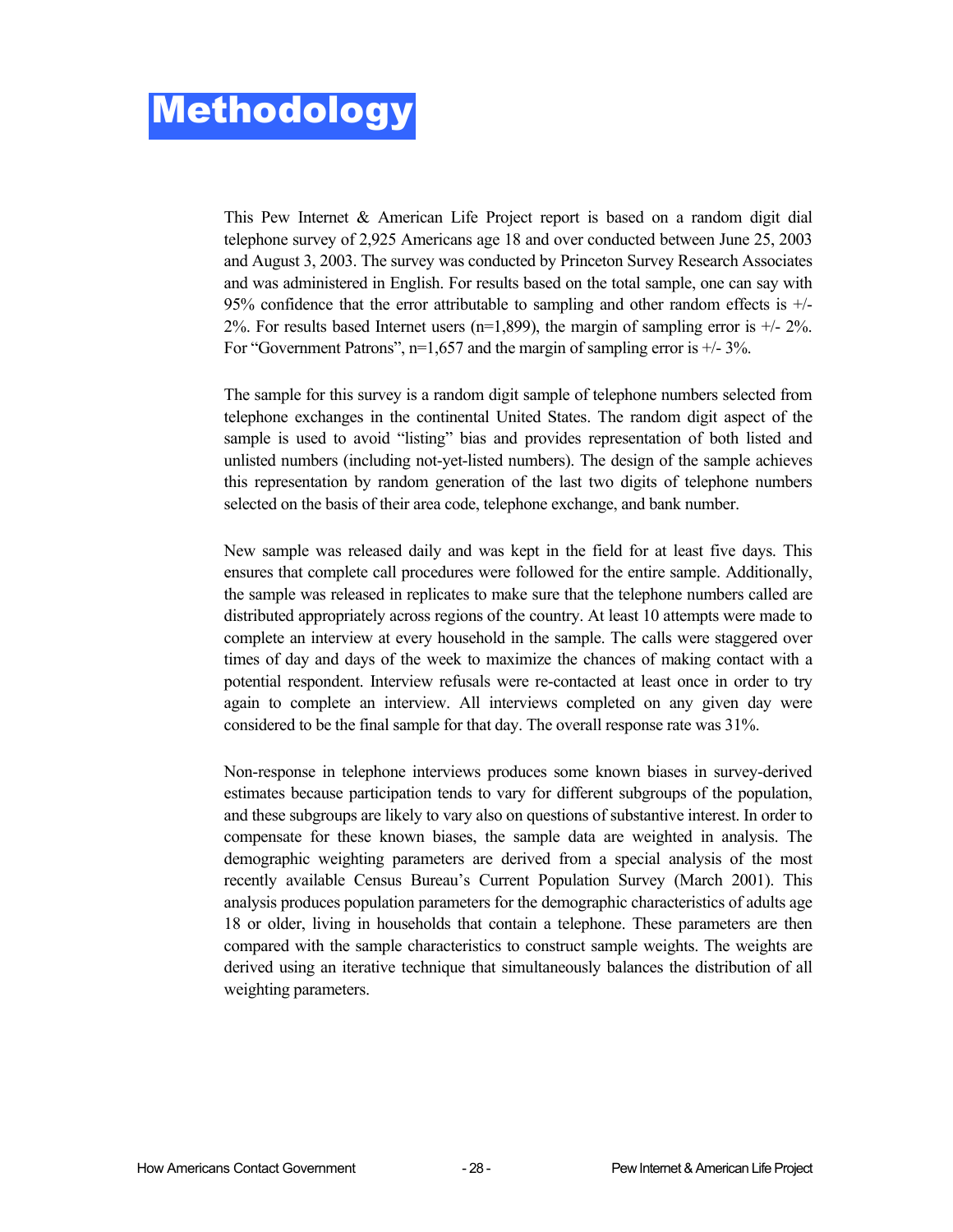# Methodology

This Pew Internet & American Life Project report is based on a random digit dial telephone survey of 2,925 Americans age 18 and over conducted between June 25, 2003 and August 3, 2003. The survey was conducted by Princeton Survey Research Associates and was administered in English. For results based on the total sample, one can say with 95% confidence that the error attributable to sampling and other random effects is +/- 2%. For results based Internet users (n=1,899), the margin of sampling error is +/- 2%. For "Government Patrons", n=1,657 and the margin of sampling error is +/- 3%.

The sample for this survey is a random digit sample of telephone numbers selected from telephone exchanges in the continental United States. The random digit aspect of the sample is used to avoid "listing" bias and provides representation of both listed and unlisted numbers (including not-yet-listed numbers). The design of the sample achieves this representation by random generation of the last two digits of telephone numbers selected on the basis of their area code, telephone exchange, and bank number.

New sample was released daily and was kept in the field for at least five days. This ensures that complete call procedures were followed for the entire sample. Additionally, the sample was released in replicates to make sure that the telephone numbers called are distributed appropriately across regions of the country. At least 10 attempts were made to complete an interview at every household in the sample. The calls were staggered over times of day and days of the week to maximize the chances of making contact with a potential respondent. Interview refusals were re-contacted at least once in order to try again to complete an interview. All interviews completed on any given day were considered to be the final sample for that day. The overall response rate was 31%.

Non-response in telephone interviews produces some known biases in survey-derived estimates because participation tends to vary for different subgroups of the population, and these subgroups are likely to vary also on questions of substantive interest. In order to compensate for these known biases, the sample data are weighted in analysis. The demographic weighting parameters are derived from a special analysis of the most recently available Census Bureau's Current Population Survey (March 2001). This analysis produces population parameters for the demographic characteristics of adults age 18 or older, living in households that contain a telephone. These parameters are then compared with the sample characteristics to construct sample weights. The weights are derived using an iterative technique that simultaneously balances the distribution of all weighting parameters.